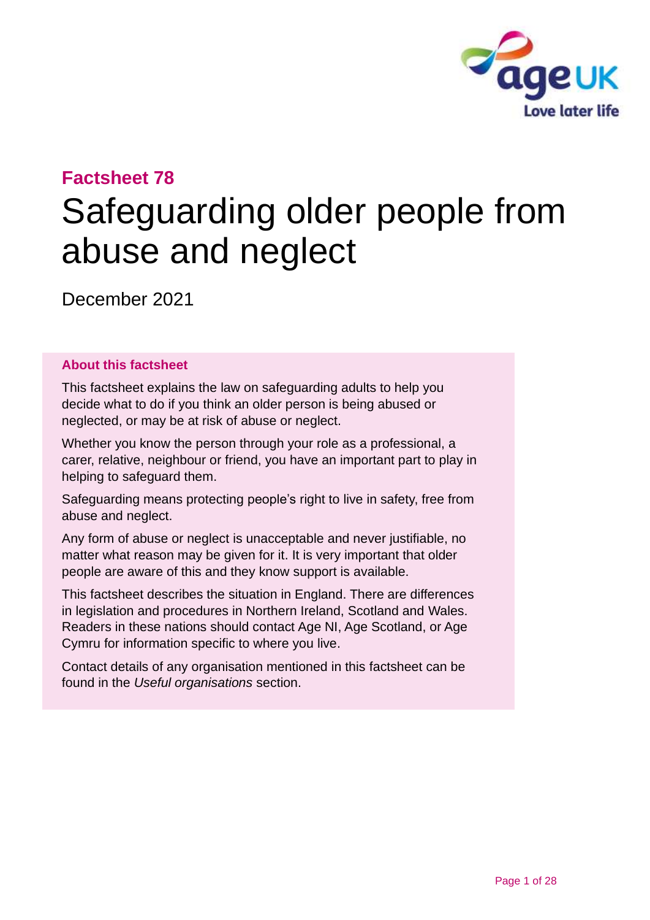**Factsheet 78**

# Safeguarding older people from abuse and neglect

December 2021

**About this factsheet**

This factsheet explains the law on safeguarding adults to help you decide what to do if you think an older person is being abused or neglected, or may be at risk of abuse or neglect.

Whether you know the person through your role as a professional, a carer, relative, neighbour or friend, you have an important part to play in helping to safeguard them.

Safeguarding means protecting people's right to live in safety, free from abuse and neglect.

Any form of abuse or neglect is unacceptable and never justifiable, no matter what reason may be given for it. It is very important that older people are aware of this and they know support is available.

This factsheet describes the situation in England. There are differences in legislation and procedures in Northern Ireland, Scotland and Wales. Readers in these nations should contact Age NI, Age Scotland, or Age Cymru for information specific to where you live.

Contact details of any organisation mentioned in this factsheet can be found in the *Useful organisations* section.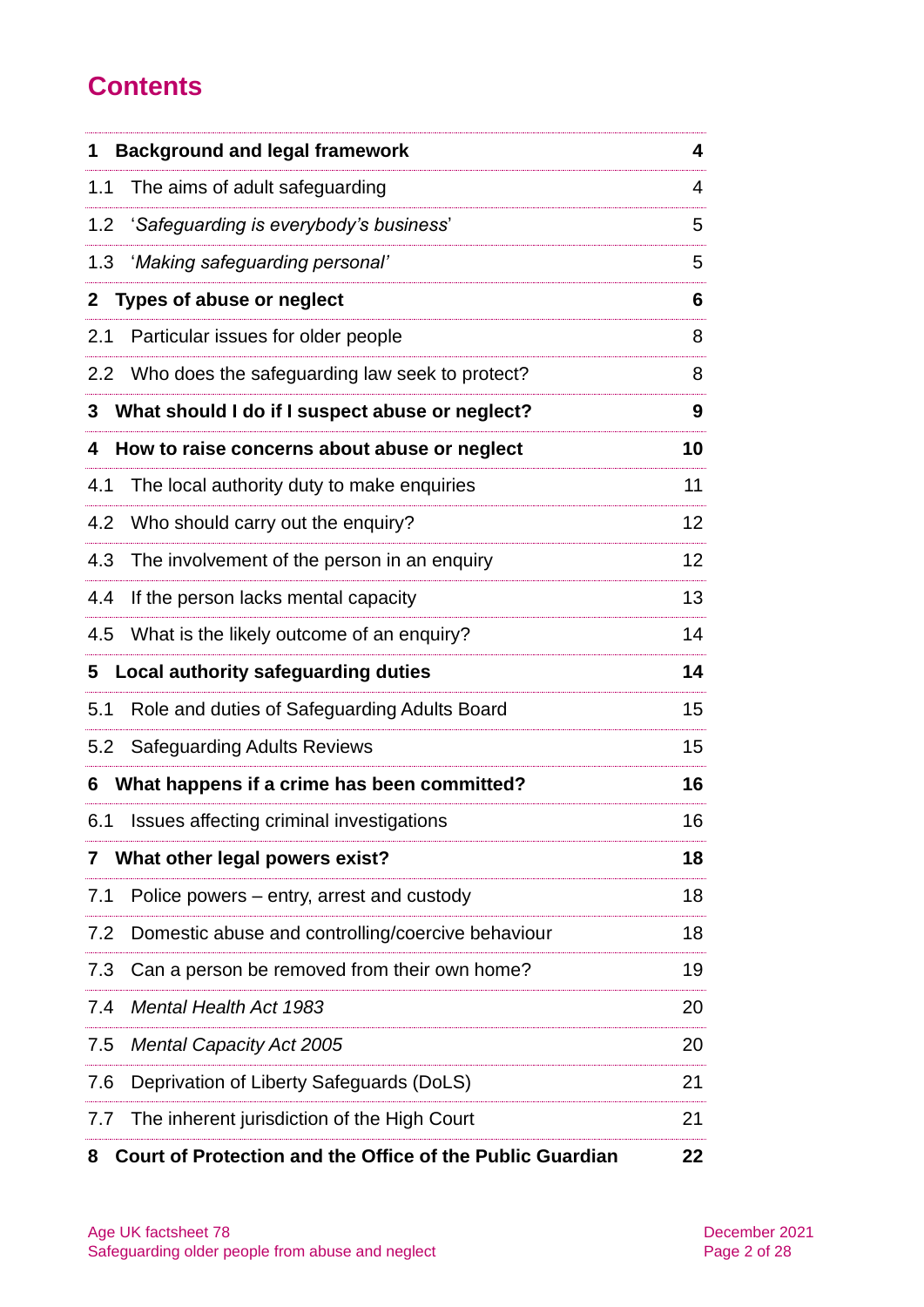# Contents

| | | |
|---|---|---|
| **1** | **Background and legal framework** | **4** |
| 1.1 | The aims of adult safeguarding | 4 |
| 1.2 | '*Safeguarding is everybody's business*' | 5 |
| 1.3 | '*Making safeguarding personal*' | 5 |
| **2** | **Types of abuse or neglect** | **6** |
| 2.1 | Particular issues for older people | 8 |
| 2.2 | Who does the safeguarding law seek to protect? | 8 |
| **3** | **What should I do if I suspect abuse or neglect?** | **9** |
| **4** | **How to raise concerns about abuse or neglect** | **10** |
| 4.1 | The local authority duty to make enquiries | 11 |
| 4.2 | Who should carry out the enquiry? | 12 |
| 4.3 | The involvement of the person in an enquiry | 12 |
| 4.4 | If the person lacks mental capacity | 13 |
| 4.5 | What is the likely outcome of an enquiry? | 14 |
| **5** | **Local authority safeguarding duties** | **14** |
| 5.1 | Role and duties of Safeguarding Adults Board | 15 |
| 5.2 | Safeguarding Adults Reviews | 15 |
| **6** | **What happens if a crime has been committed?** | **16** |
| 6.1 | Issues affecting criminal investigations | 16 |
| **7** | **What other legal powers exist?** | **18** |
| 7.1 | Police powers – entry, arrest and custody | 18 |
| 7.2 | Domestic abuse and controlling/coercive behaviour | 18 |
| 7.3 | Can a person be removed from their own home? | 19 |
| 7.4 | *Mental Health Act 1983* | 20 |
| 7.5 | *Mental Capacity Act 2005* | 20 |
| 7.6 | Deprivation of Liberty Safeguards (DoLS) | 21 |
| 7.7 | The inherent jurisdiction of the High Court | 21 |
| **8** | **Court of Protection and the Office of the Public Guardian** | **22** |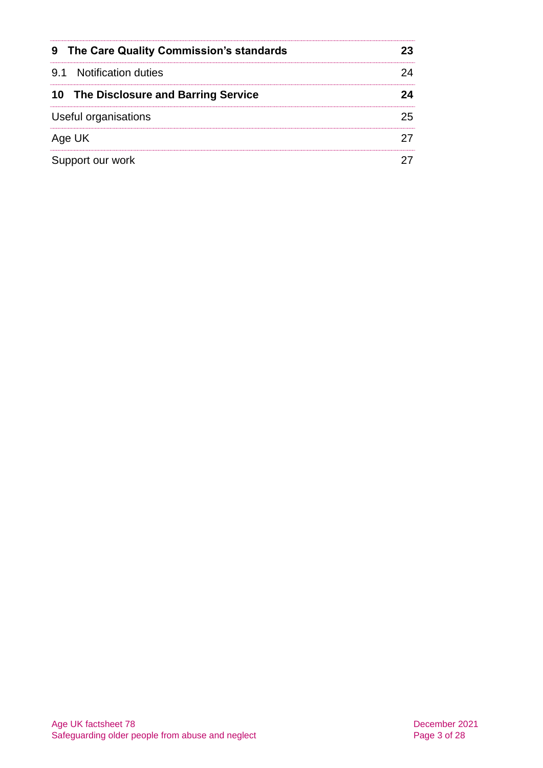| | |
|---|---|
| **9 The Care Quality Commission's standards** | **23** |
| 9.1 Notification duties | 24 |
| **10 The Disclosure and Barring Service** | **24** |
| Useful organisations | 25 |
| Age UK | 27 |
| Support our work | 27 |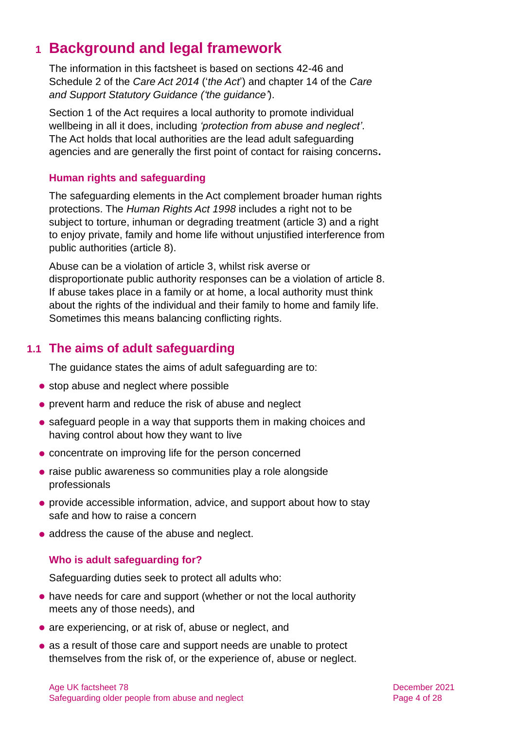# 1 Background and legal framework

The information in this factsheet is based on sections 42-46 and Schedule 2 of the *Care Act 2014* ('*the Act*') and chapter 14 of the *Care and Support Statutory Guidance ('the guidance'*).

Section 1 of the Act requires a local authority to promote individual wellbeing in all it does, including *'protection from abuse and neglect'*. The Act holds that local authorities are the lead adult safeguarding agencies and are generally the first point of contact for raising concerns**.**

### Human rights and safeguarding

The safeguarding elements in the Act complement broader human rights protections. The *Human Rights Act 1998* includes a right not to be subject to torture, inhuman or degrading treatment (article 3) and a right to enjoy private, family and home life without unjustified interference from public authorities (article 8).

Abuse can be a violation of article 3, whilst risk averse or disproportionate public authority responses can be a violation of article 8. If abuse takes place in a family or at home, a local authority must think about the rights of the individual and their family to home and family life. Sometimes this means balancing conflicting rights.

## 1.1 The aims of adult safeguarding

The guidance states the aims of adult safeguarding are to:

- stop abuse and neglect where possible
- prevent harm and reduce the risk of abuse and neglect
- safeguard people in a way that supports them in making choices and having control about how they want to live
- concentrate on improving life for the person concerned
- raise public awareness so communities play a role alongside professionals
- provide accessible information, advice, and support about how to stay safe and how to raise a concern
- address the cause of the abuse and neglect.

### Who is adult safeguarding for?

Safeguarding duties seek to protect all adults who:

- have needs for care and support (whether or not the local authority meets any of those needs), and
- are experiencing, or at risk of, abuse or neglect, and
- as a result of those care and support needs are unable to protect themselves from the risk of, or the experience of, abuse or neglect.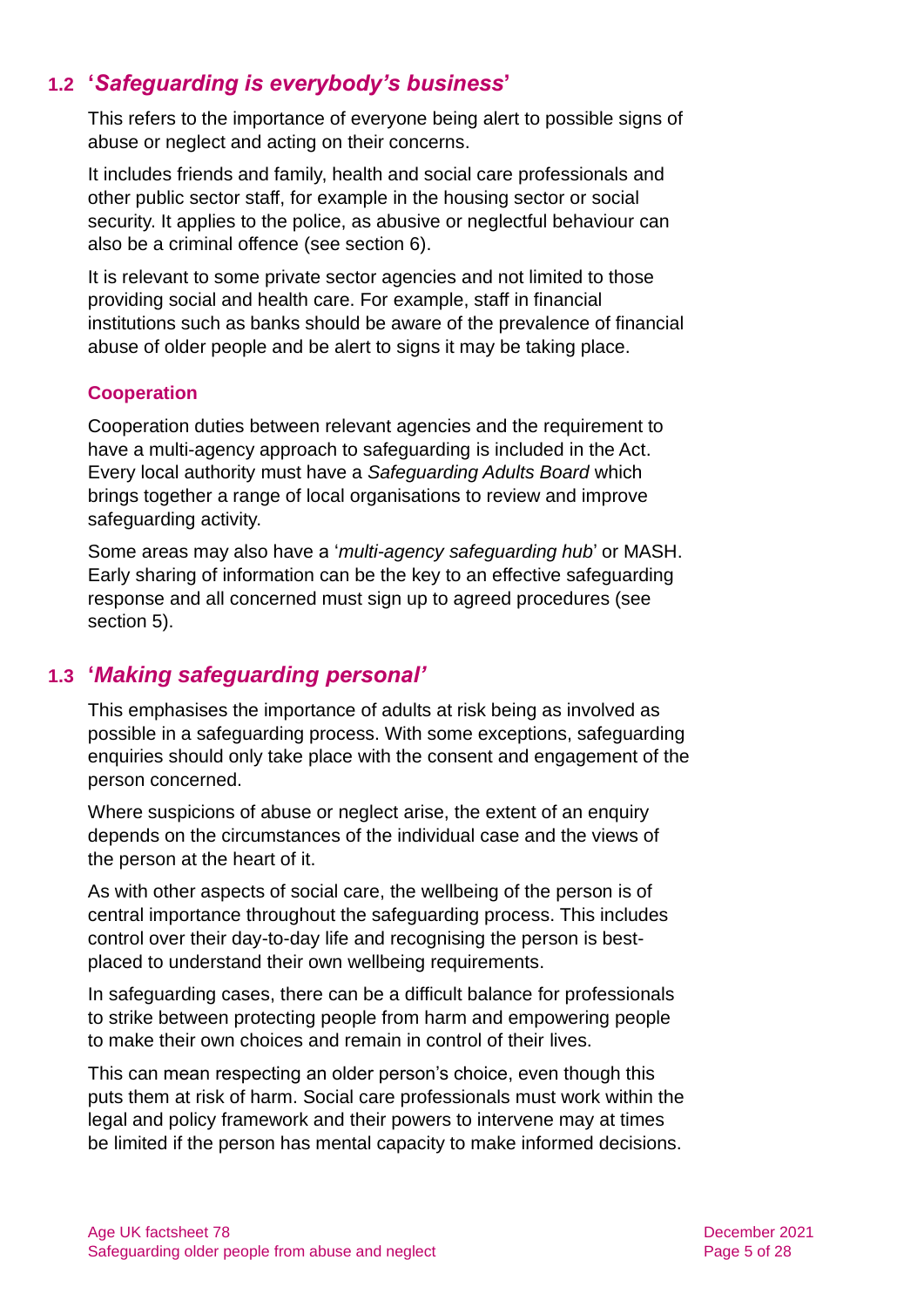## 1.2 '*Safeguarding is everybody's business*'

This refers to the importance of everyone being alert to possible signs of abuse or neglect and acting on their concerns.

It includes friends and family, health and social care professionals and other public sector staff, for example in the housing sector or social security. It applies to the police, as abusive or neglectful behaviour can also be a criminal offence (see section 6).

It is relevant to some private sector agencies and not limited to those providing social and health care. For example, staff in financial institutions such as banks should be aware of the prevalence of financial abuse of older people and be alert to signs it may be taking place.

### Cooperation

Cooperation duties between relevant agencies and the requirement to have a multi-agency approach to safeguarding is included in the Act. Every local authority must have a *Safeguarding Adults Board* which brings together a range of local organisations to review and improve safeguarding activity.

Some areas may also have a '*multi-agency safeguarding hub*' or MASH. Early sharing of information can be the key to an effective safeguarding response and all concerned must sign up to agreed procedures (see section 5).

## 1.3 '*Making safeguarding personal'*

This emphasises the importance of adults at risk being as involved as possible in a safeguarding process. With some exceptions, safeguarding enquiries should only take place with the consent and engagement of the person concerned.

Where suspicions of abuse or neglect arise, the extent of an enquiry depends on the circumstances of the individual case and the views of the person at the heart of it.

As with other aspects of social care, the wellbeing of the person is of central importance throughout the safeguarding process. This includes control over their day-to-day life and recognising the person is best-placed to understand their own wellbeing requirements.

In safeguarding cases, there can be a difficult balance for professionals to strike between protecting people from harm and empowering people to make their own choices and remain in control of their lives.

This can mean respecting an older person's choice, even though this puts them at risk of harm. Social care professionals must work within the legal and policy framework and their powers to intervene may at times be limited if the person has mental capacity to make informed decisions.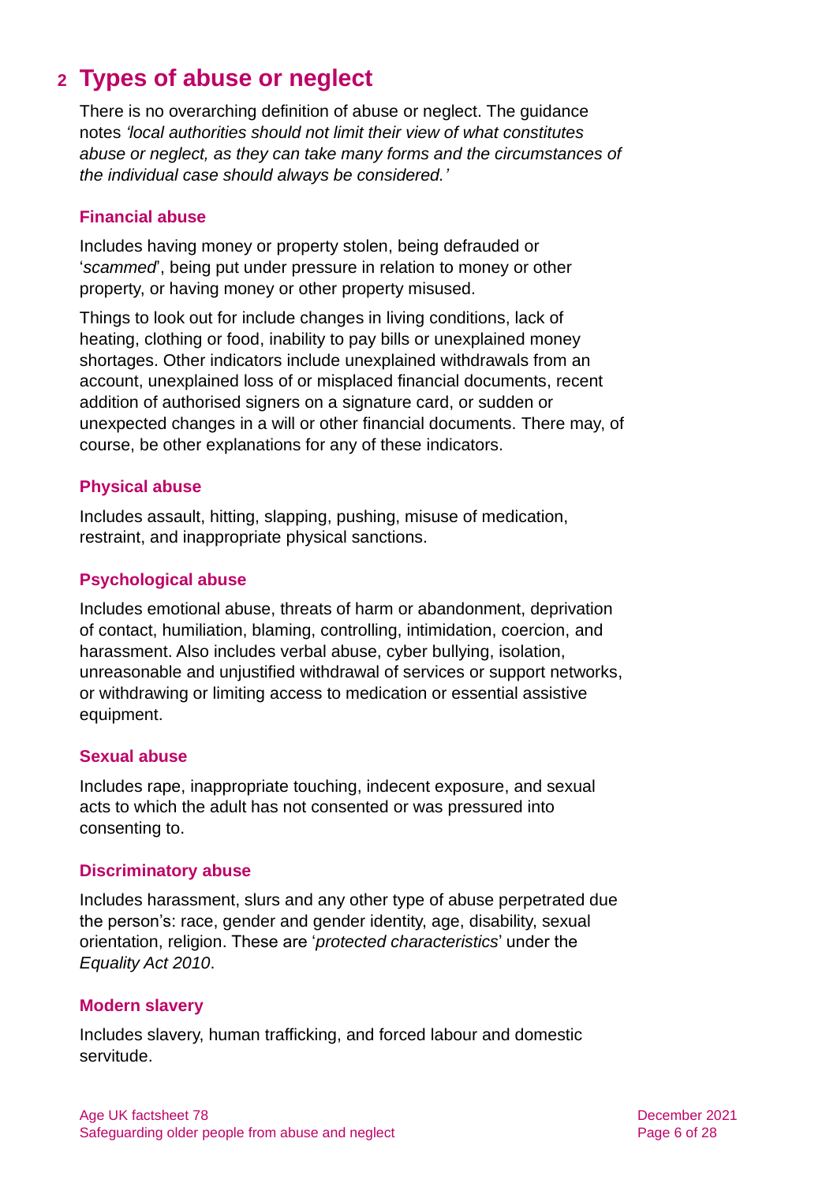## 2 Types of abuse or neglect

There is no overarching definition of abuse or neglect. The guidance notes *'local authorities should not limit their view of what constitutes abuse or neglect, as they can take many forms and the circumstances of the individual case should always be considered.'*

### Financial abuse

Includes having money or property stolen, being defrauded or '*scammed*', being put under pressure in relation to money or other property, or having money or other property misused.

Things to look out for include changes in living conditions, lack of heating, clothing or food, inability to pay bills or unexplained money shortages. Other indicators include unexplained withdrawals from an account, unexplained loss of or misplaced financial documents, recent addition of authorised signers on a signature card, or sudden or unexpected changes in a will or other financial documents. There may, of course, be other explanations for any of these indicators.

### Physical abuse

Includes assault, hitting, slapping, pushing, misuse of medication, restraint, and inappropriate physical sanctions.

### Psychological abuse

Includes emotional abuse, threats of harm or abandonment, deprivation of contact, humiliation, blaming, controlling, intimidation, coercion, and harassment. Also includes verbal abuse, cyber bullying, isolation, unreasonable and unjustified withdrawal of services or support networks, or withdrawing or limiting access to medication or essential assistive equipment.

### Sexual abuse

Includes rape, inappropriate touching, indecent exposure, and sexual acts to which the adult has not consented or was pressured into consenting to.

### Discriminatory abuse

Includes harassment, slurs and any other type of abuse perpetrated due the person's: race, gender and gender identity, age, disability, sexual orientation, religion. These are '*protected characteristics*' under the *Equality Act 2010*.

### Modern slavery

Includes slavery, human trafficking, and forced labour and domestic servitude.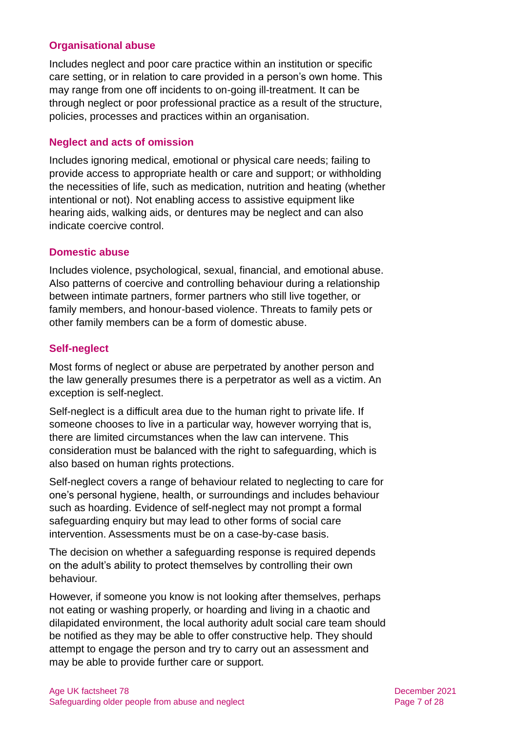### Organisational abuse

Includes neglect and poor care practice within an institution or specific care setting, or in relation to care provided in a person's own home. This may range from one off incidents to on-going ill-treatment. It can be through neglect or poor professional practice as a result of the structure, policies, processes and practices within an organisation.

### Neglect and acts of omission

Includes ignoring medical, emotional or physical care needs; failing to provide access to appropriate health or care and support; or withholding the necessities of life, such as medication, nutrition and heating (whether intentional or not). Not enabling access to assistive equipment like hearing aids, walking aids, or dentures may be neglect and can also indicate coercive control.

### Domestic abuse

Includes violence, psychological, sexual, financial, and emotional abuse. Also patterns of coercive and controlling behaviour during a relationship between intimate partners, former partners who still live together, or family members, and honour-based violence. Threats to family pets or other family members can be a form of domestic abuse.

### Self-neglect

Most forms of neglect or abuse are perpetrated by another person and the law generally presumes there is a perpetrator as well as a victim. An exception is self-neglect.

Self-neglect is a difficult area due to the human right to private life. If someone chooses to live in a particular way, however worrying that is, there are limited circumstances when the law can intervene. This consideration must be balanced with the right to safeguarding, which is also based on human rights protections.

Self-neglect covers a range of behaviour related to neglecting to care for one's personal hygiene, health, or surroundings and includes behaviour such as hoarding. Evidence of self-neglect may not prompt a formal safeguarding enquiry but may lead to other forms of social care intervention. Assessments must be on a case-by-case basis.

The decision on whether a safeguarding response is required depends on the adult's ability to protect themselves by controlling their own behaviour.

However, if someone you know is not looking after themselves, perhaps not eating or washing properly, or hoarding and living in a chaotic and dilapidated environment, the local authority adult social care team should be notified as they may be able to offer constructive help. They should attempt to engage the person and try to carry out an assessment and may be able to provide further care or support.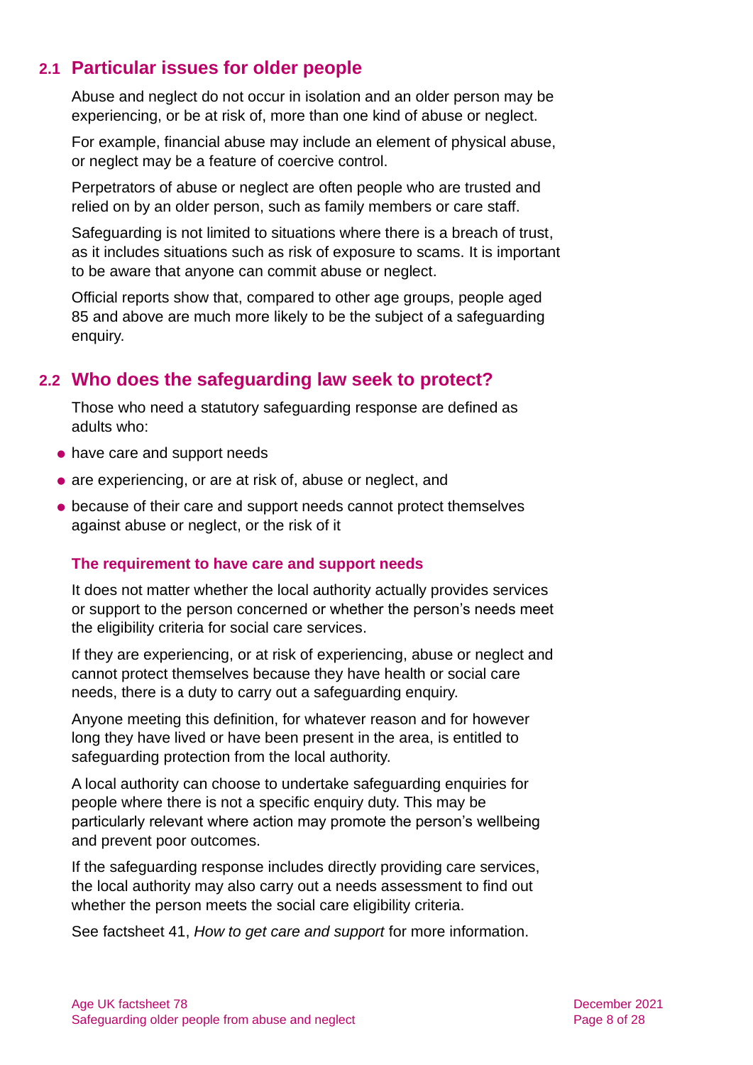## 2.1 Particular issues for older people

Abuse and neglect do not occur in isolation and an older person may be experiencing, or be at risk of, more than one kind of abuse or neglect.

For example, financial abuse may include an element of physical abuse, or neglect may be a feature of coercive control.

Perpetrators of abuse or neglect are often people who are trusted and relied on by an older person, such as family members or care staff.

Safeguarding is not limited to situations where there is a breach of trust, as it includes situations such as risk of exposure to scams. It is important to be aware that anyone can commit abuse or neglect.

Official reports show that, compared to other age groups, people aged 85 and above are much more likely to be the subject of a safeguarding enquiry.

## 2.2 Who does the safeguarding law seek to protect?

Those who need a statutory safeguarding response are defined as adults who:

- have care and support needs
- are experiencing, or are at risk of, abuse or neglect, and
- because of their care and support needs cannot protect themselves against abuse or neglect, or the risk of it

### The requirement to have care and support needs

It does not matter whether the local authority actually provides services or support to the person concerned or whether the person's needs meet the eligibility criteria for social care services.

If they are experiencing, or at risk of experiencing, abuse or neglect and cannot protect themselves because they have health or social care needs, there is a duty to carry out a safeguarding enquiry.

Anyone meeting this definition, for whatever reason and for however long they have lived or have been present in the area, is entitled to safeguarding protection from the local authority.

A local authority can choose to undertake safeguarding enquiries for people where there is not a specific enquiry duty. This may be particularly relevant where action may promote the person's wellbeing and prevent poor outcomes.

If the safeguarding response includes directly providing care services, the local authority may also carry out a needs assessment to find out whether the person meets the social care eligibility criteria.

See factsheet 41, *How to get care and support* for more information.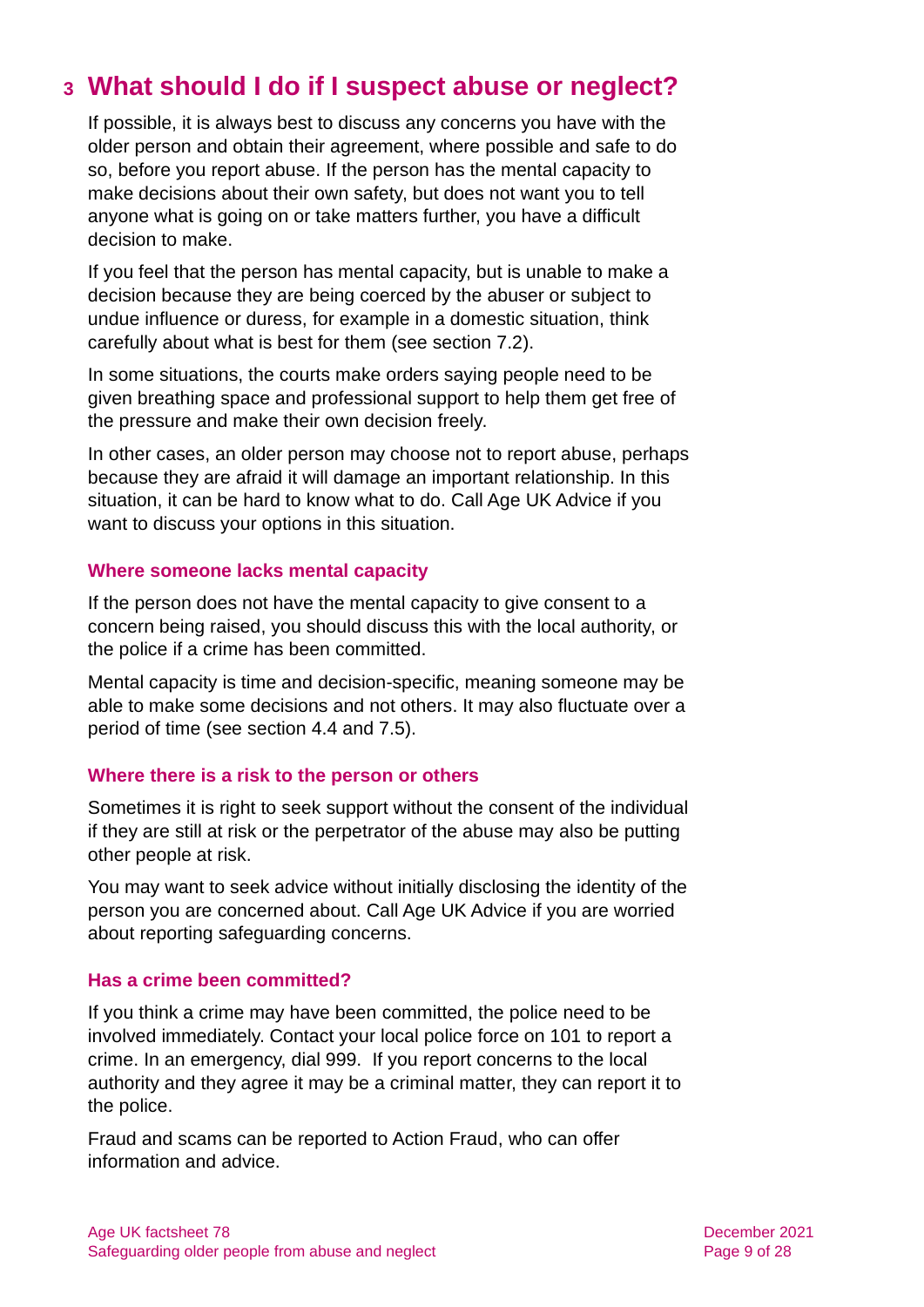# 3 What should I do if I suspect abuse or neglect?

If possible, it is always best to discuss any concerns you have with the older person and obtain their agreement, where possible and safe to do so, before you report abuse. If the person has the mental capacity to make decisions about their own safety, but does not want you to tell anyone what is going on or take matters further, you have a difficult decision to make.

If you feel that the person has mental capacity, but is unable to make a decision because they are being coerced by the abuser or subject to undue influence or duress, for example in a domestic situation, think carefully about what is best for them (see section 7.2).

In some situations, the courts make orders saying people need to be given breathing space and professional support to help them get free of the pressure and make their own decision freely.

In other cases, an older person may choose not to report abuse, perhaps because they are afraid it will damage an important relationship. In this situation, it can be hard to know what to do. Call Age UK Advice if you want to discuss your options in this situation.

### Where someone lacks mental capacity

If the person does not have the mental capacity to give consent to a concern being raised, you should discuss this with the local authority, or the police if a crime has been committed.

Mental capacity is time and decision-specific, meaning someone may be able to make some decisions and not others. It may also fluctuate over a period of time (see section 4.4 and 7.5).

### Where there is a risk to the person or others

Sometimes it is right to seek support without the consent of the individual if they are still at risk or the perpetrator of the abuse may also be putting other people at risk.

You may want to seek advice without initially disclosing the identity of the person you are concerned about. Call Age UK Advice if you are worried about reporting safeguarding concerns.

### Has a crime been committed?

If you think a crime may have been committed, the police need to be involved immediately. Contact your local police force on 101 to report a crime. In an emergency, dial 999. If you report concerns to the local authority and they agree it may be a criminal matter, they can report it to the police.

Fraud and scams can be reported to Action Fraud, who can offer information and advice.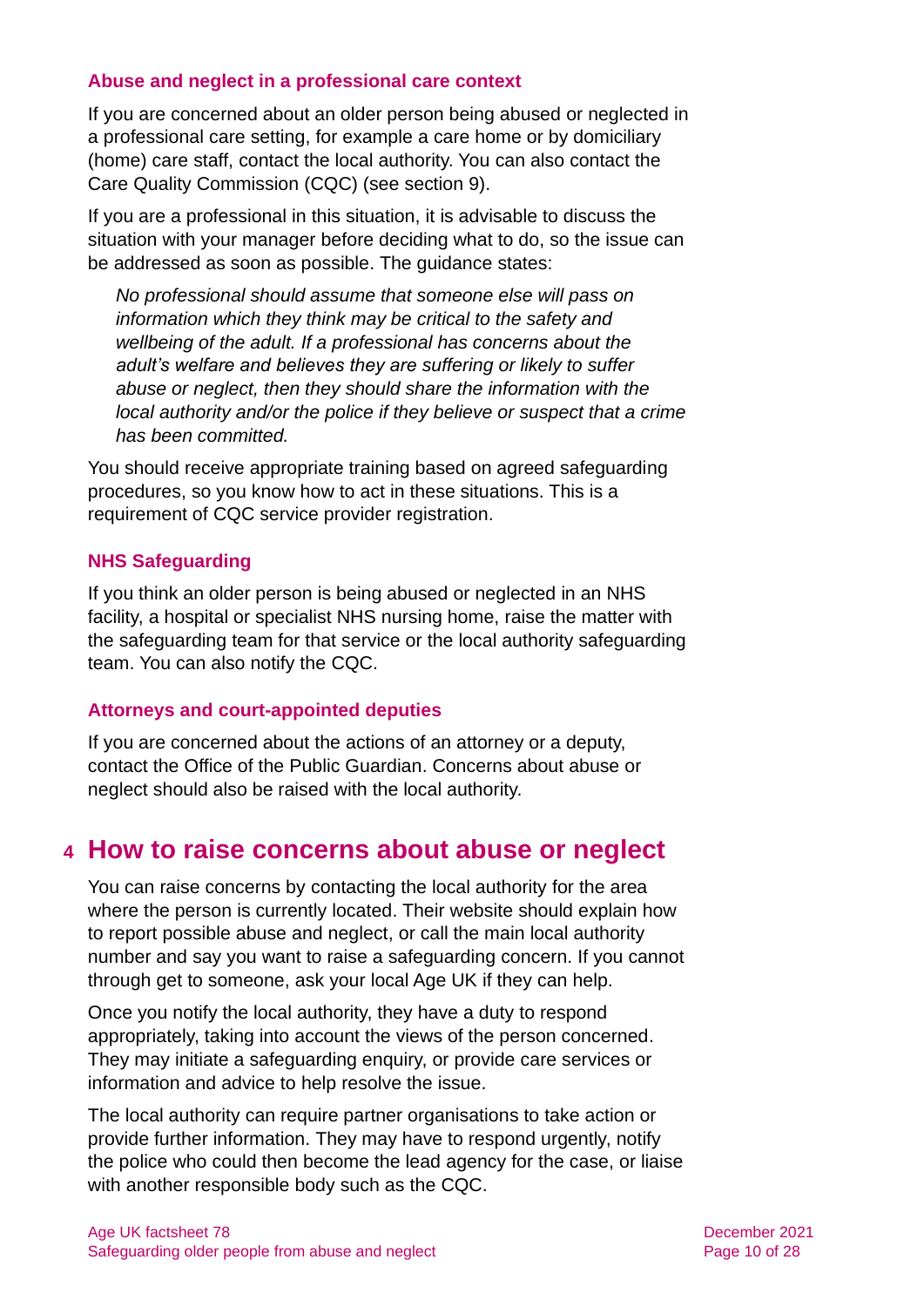### Abuse and neglect in a professional care context

If you are concerned about an older person being abused or neglected in a professional care setting, for example a care home or by domiciliary (home) care staff, contact the local authority. You can also contact the Care Quality Commission (CQC) (see section 9).

If you are a professional in this situation, it is advisable to discuss the situation with your manager before deciding what to do, so the issue can be addressed as soon as possible. The guidance states:

> *No professional should assume that someone else will pass on information which they think may be critical to the safety and wellbeing of the adult. If a professional has concerns about the adult's welfare and believes they are suffering or likely to suffer abuse or neglect, then they should share the information with the local authority and/or the police if they believe or suspect that a crime has been committed.*

You should receive appropriate training based on agreed safeguarding procedures, so you know how to act in these situations. This is a requirement of CQC service provider registration.

### NHS Safeguarding

If you think an older person is being abused or neglected in an NHS facility, a hospital or specialist NHS nursing home, raise the matter with the safeguarding team for that service or the local authority safeguarding team. You can also notify the CQC.

### Attorneys and court-appointed deputies

If you are concerned about the actions of an attorney or a deputy, contact the Office of the Public Guardian. Concerns about abuse or neglect should also be raised with the local authority.

## 4 How to raise concerns about abuse or neglect

You can raise concerns by contacting the local authority for the area where the person is currently located. Their website should explain how to report possible abuse and neglect, or call the main local authority number and say you want to raise a safeguarding concern. If you cannot through get to someone, ask your local Age UK if they can help.

Once you notify the local authority, they have a duty to respond appropriately, taking into account the views of the person concerned. They may initiate a safeguarding enquiry, or provide care services or information and advice to help resolve the issue.

The local authority can require partner organisations to take action or provide further information. They may have to respond urgently, notify the police who could then become the lead agency for the case, or liaise with another responsible body such as the CQC.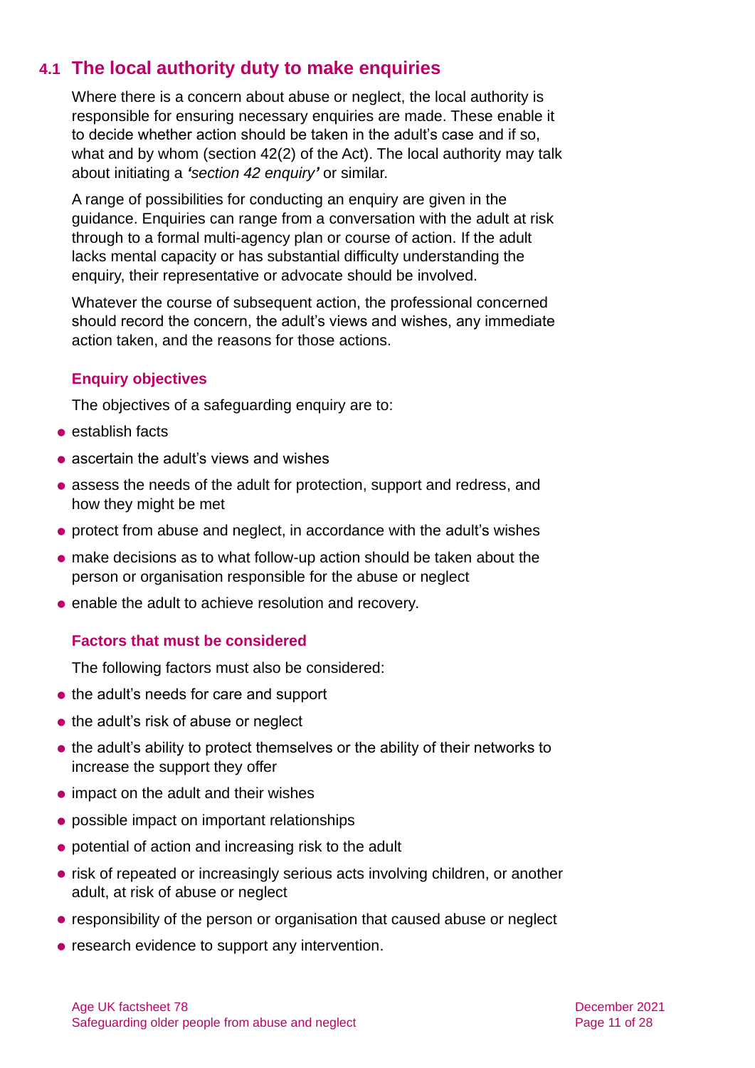## 4.1 The local authority duty to make enquiries

Where there is a concern about abuse or neglect, the local authority is responsible for ensuring necessary enquiries are made. These enable it to decide whether action should be taken in the adult's case and if so, what and by whom (section 42(2) of the Act). The local authority may talk about initiating a *'section 42 enquiry'* or similar.

A range of possibilities for conducting an enquiry are given in the guidance. Enquiries can range from a conversation with the adult at risk through to a formal multi-agency plan or course of action. If the adult lacks mental capacity or has substantial difficulty understanding the enquiry, their representative or advocate should be involved.

Whatever the course of subsequent action, the professional concerned should record the concern, the adult's views and wishes, any immediate action taken, and the reasons for those actions.

### Enquiry objectives

The objectives of a safeguarding enquiry are to:

- establish facts
- ascertain the adult's views and wishes
- assess the needs of the adult for protection, support and redress, and how they might be met
- protect from abuse and neglect, in accordance with the adult's wishes
- make decisions as to what follow-up action should be taken about the person or organisation responsible for the abuse or neglect
- enable the adult to achieve resolution and recovery.

### Factors that must be considered

The following factors must also be considered:

- the adult's needs for care and support
- the adult's risk of abuse or neglect
- the adult's ability to protect themselves or the ability of their networks to increase the support they offer
- impact on the adult and their wishes
- possible impact on important relationships
- potential of action and increasing risk to the adult
- risk of repeated or increasingly serious acts involving children, or another adult, at risk of abuse or neglect
- responsibility of the person or organisation that caused abuse or neglect
- research evidence to support any intervention.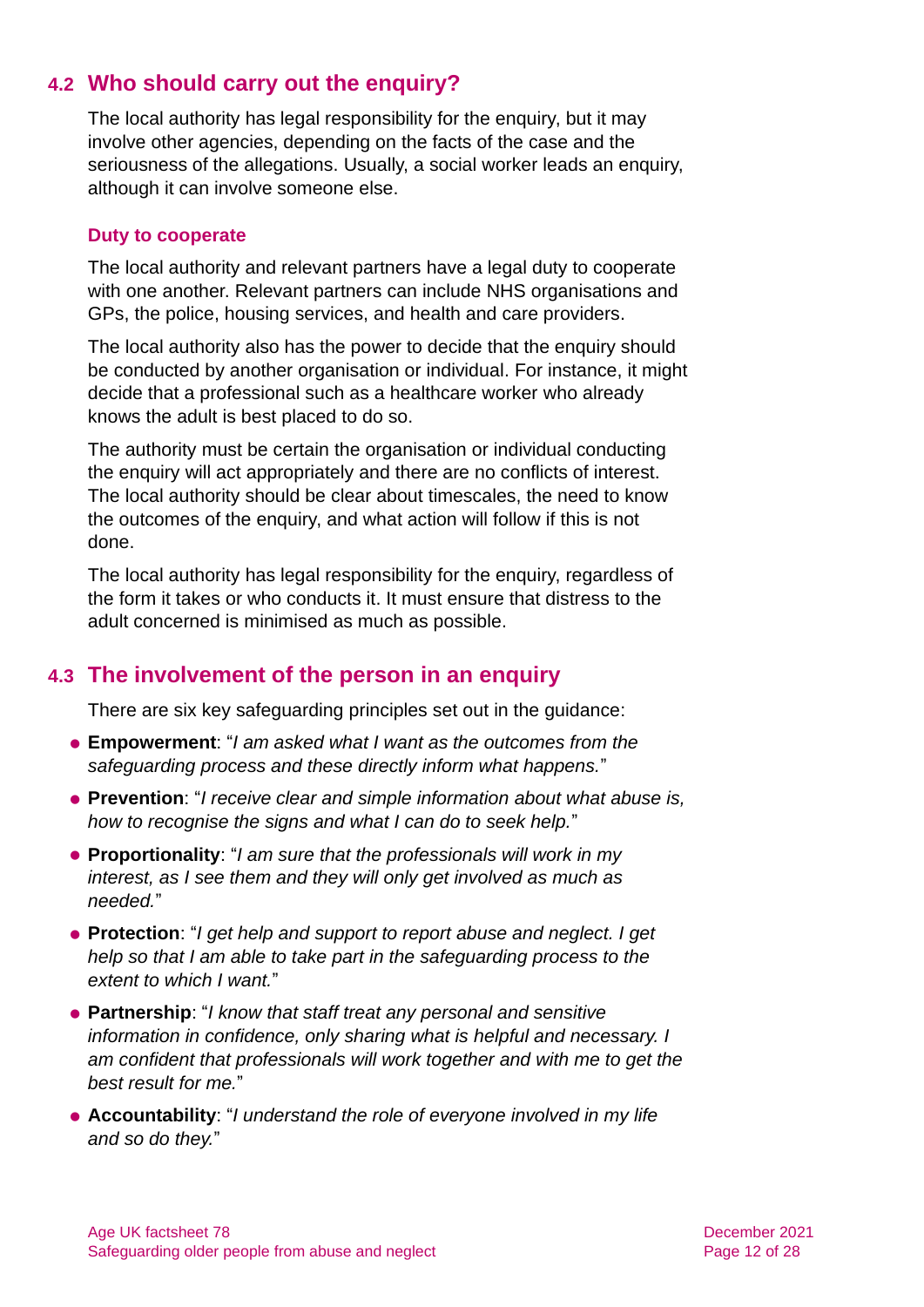## 4.2 Who should carry out the enquiry?

The local authority has legal responsibility for the enquiry, but it may involve other agencies, depending on the facts of the case and the seriousness of the allegations. Usually, a social worker leads an enquiry, although it can involve someone else.

### Duty to cooperate

The local authority and relevant partners have a legal duty to cooperate with one another. Relevant partners can include NHS organisations and GPs, the police, housing services, and health and care providers.

The local authority also has the power to decide that the enquiry should be conducted by another organisation or individual. For instance, it might decide that a professional such as a healthcare worker who already knows the adult is best placed to do so.

The authority must be certain the organisation or individual conducting the enquiry will act appropriately and there are no conflicts of interest. The local authority should be clear about timescales, the need to know the outcomes of the enquiry, and what action will follow if this is not done.

The local authority has legal responsibility for the enquiry, regardless of the form it takes or who conducts it. It must ensure that distress to the adult concerned is minimised as much as possible.

## 4.3 The involvement of the person in an enquiry

There are six key safeguarding principles set out in the guidance:

- **Empowerment**: "*I am asked what I want as the outcomes from the safeguarding process and these directly inform what happens.*"
- **Prevention**: "*I receive clear and simple information about what abuse is, how to recognise the signs and what I can do to seek help.*"
- **Proportionality**: "*I am sure that the professionals will work in my interest, as I see them and they will only get involved as much as needed.*"
- **Protection**: "*I get help and support to report abuse and neglect. I get help so that I am able to take part in the safeguarding process to the extent to which I want.*"
- **Partnership**: "*I know that staff treat any personal and sensitive information in confidence, only sharing what is helpful and necessary. I am confident that professionals will work together and with me to get the best result for me.*"
- **Accountability**: "*I understand the role of everyone involved in my life and so do they.*"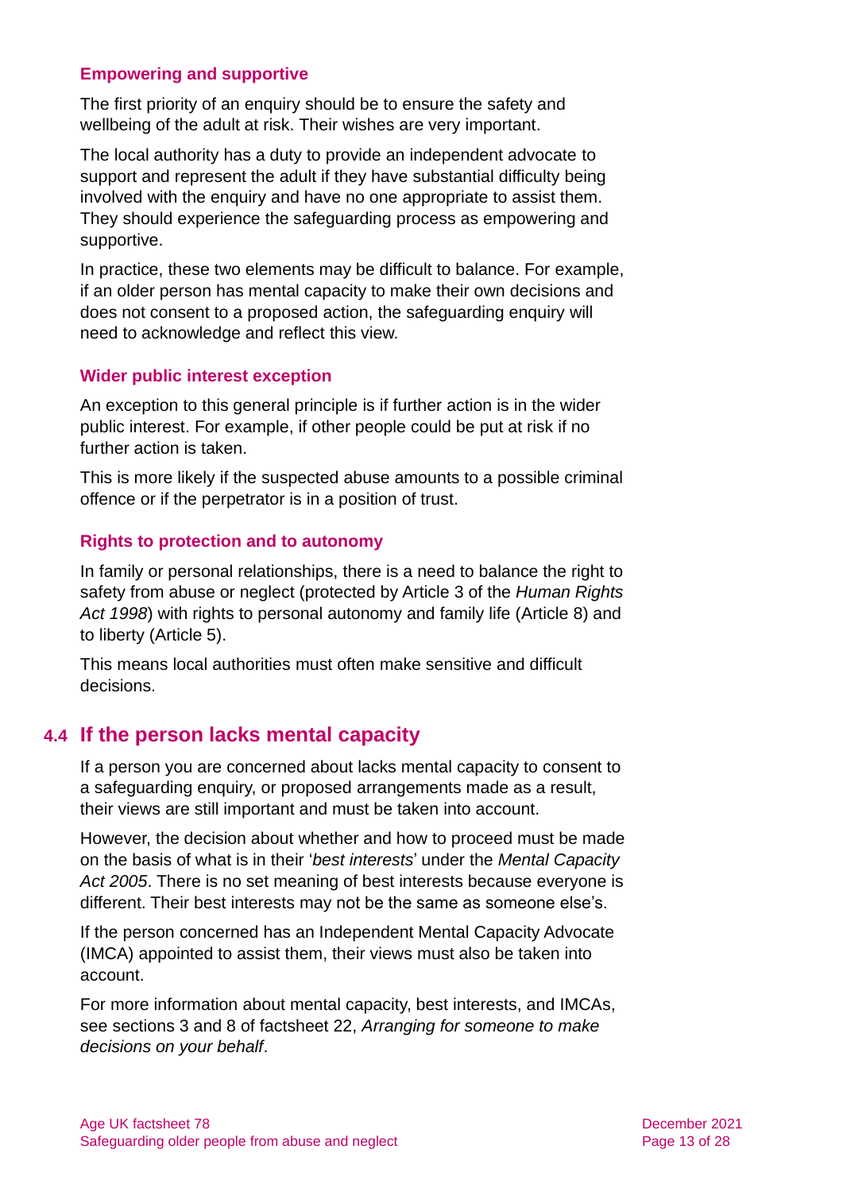### Empowering and supportive

The first priority of an enquiry should be to ensure the safety and wellbeing of the adult at risk. Their wishes are very important.

The local authority has a duty to provide an independent advocate to support and represent the adult if they have substantial difficulty being involved with the enquiry and have no one appropriate to assist them. They should experience the safeguarding process as empowering and supportive.

In practice, these two elements may be difficult to balance. For example, if an older person has mental capacity to make their own decisions and does not consent to a proposed action, the safeguarding enquiry will need to acknowledge and reflect this view.

### Wider public interest exception

An exception to this general principle is if further action is in the wider public interest. For example, if other people could be put at risk if no further action is taken.

This is more likely if the suspected abuse amounts to a possible criminal offence or if the perpetrator is in a position of trust.

### Rights to protection and to autonomy

In family or personal relationships, there is a need to balance the right to safety from abuse or neglect (protected by Article 3 of the *Human Rights Act 1998*) with rights to personal autonomy and family life (Article 8) and to liberty (Article 5).

This means local authorities must often make sensitive and difficult decisions.

## 4.4 If the person lacks mental capacity

If a person you are concerned about lacks mental capacity to consent to a safeguarding enquiry, or proposed arrangements made as a result, their views are still important and must be taken into account.

However, the decision about whether and how to proceed must be made on the basis of what is in their '*best interests*' under the *Mental Capacity Act 2005*. There is no set meaning of best interests because everyone is different. Their best interests may not be the same as someone else's.

If the person concerned has an Independent Mental Capacity Advocate (IMCA) appointed to assist them, their views must also be taken into account.

For more information about mental capacity, best interests, and IMCAs, see sections 3 and 8 of factsheet 22, *Arranging for someone to make decisions on your behalf*.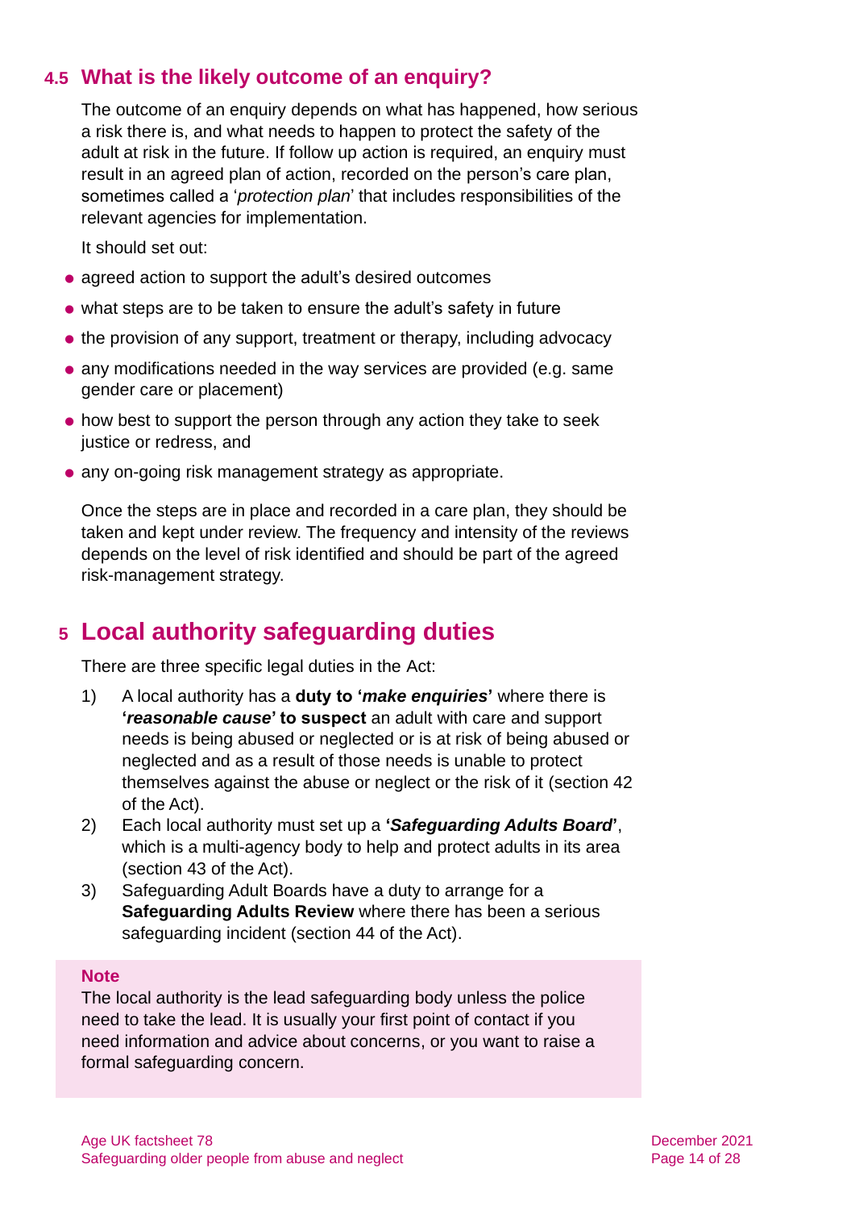### 4.5 What is the likely outcome of an enquiry?

The outcome of an enquiry depends on what has happened, how serious a risk there is, and what needs to happen to protect the safety of the adult at risk in the future. If follow up action is required, an enquiry must result in an agreed plan of action, recorded on the person's care plan, sometimes called a '*protection plan*' that includes responsibilities of the relevant agencies for implementation.

It should set out:

- agreed action to support the adult's desired outcomes
- what steps are to be taken to ensure the adult's safety in future
- the provision of any support, treatment or therapy, including advocacy
- any modifications needed in the way services are provided (e.g. same gender care or placement)
- how best to support the person through any action they take to seek justice or redress, and
- any on-going risk management strategy as appropriate.

Once the steps are in place and recorded in a care plan, they should be taken and kept under review. The frequency and intensity of the reviews depends on the level of risk identified and should be part of the agreed risk-management strategy.

## 5 Local authority safeguarding duties

There are three specific legal duties in the Act:

1) A local authority has a **duty to '*make enquiries*'** where there is **'*reasonable cause*' to suspect** an adult with care and support needs is being abused or neglected or is at risk of being abused or neglected and as a result of those needs is unable to protect themselves against the abuse or neglect or the risk of it (section 42 of the Act).
2) Each local authority must set up a **'*Safeguarding Adults Board*'**, which is a multi-agency body to help and protect adults in its area (section 43 of the Act).
3) Safeguarding Adult Boards have a duty to arrange for a **Safeguarding Adults Review** where there has been a serious safeguarding incident (section 44 of the Act).

**Note**
The local authority is the lead safeguarding body unless the police need to take the lead. It is usually your first point of contact if you need information and advice about concerns, or you want to raise a formal safeguarding concern.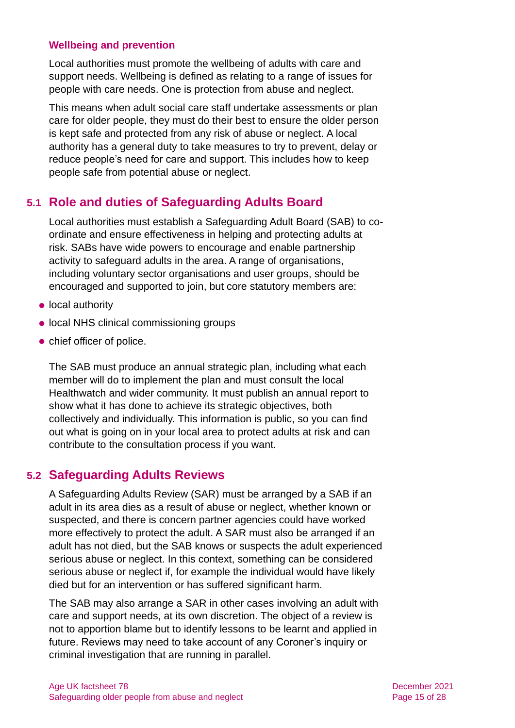### Wellbeing and prevention

Local authorities must promote the wellbeing of adults with care and support needs. Wellbeing is defined as relating to a range of issues for people with care needs. One is protection from abuse and neglect.

This means when adult social care staff undertake assessments or plan care for older people, they must do their best to ensure the older person is kept safe and protected from any risk of abuse or neglect. A local authority has a general duty to take measures to try to prevent, delay or reduce people's need for care and support. This includes how to keep people safe from potential abuse or neglect.

## 5.1 Role and duties of Safeguarding Adults Board

Local authorities must establish a Safeguarding Adult Board (SAB) to co-ordinate and ensure effectiveness in helping and protecting adults at risk. SABs have wide powers to encourage and enable partnership activity to safeguard adults in the area. A range of organisations, including voluntary sector organisations and user groups, should be encouraged and supported to join, but core statutory members are:

- local authority
- local NHS clinical commissioning groups
- chief officer of police.

The SAB must produce an annual strategic plan, including what each member will do to implement the plan and must consult the local Healthwatch and wider community. It must publish an annual report to show what it has done to achieve its strategic objectives, both collectively and individually. This information is public, so you can find out what is going on in your local area to protect adults at risk and can contribute to the consultation process if you want.

## 5.2 Safeguarding Adults Reviews

A Safeguarding Adults Review (SAR) must be arranged by a SAB if an adult in its area dies as a result of abuse or neglect, whether known or suspected, and there is concern partner agencies could have worked more effectively to protect the adult. A SAR must also be arranged if an adult has not died, but the SAB knows or suspects the adult experienced serious abuse or neglect. In this context, something can be considered serious abuse or neglect if, for example the individual would have likely died but for an intervention or has suffered significant harm.

The SAB may also arrange a SAR in other cases involving an adult with care and support needs, at its own discretion. The object of a review is not to apportion blame but to identify lessons to be learnt and applied in future. Reviews may need to take account of any Coroner's inquiry or criminal investigation that are running in parallel.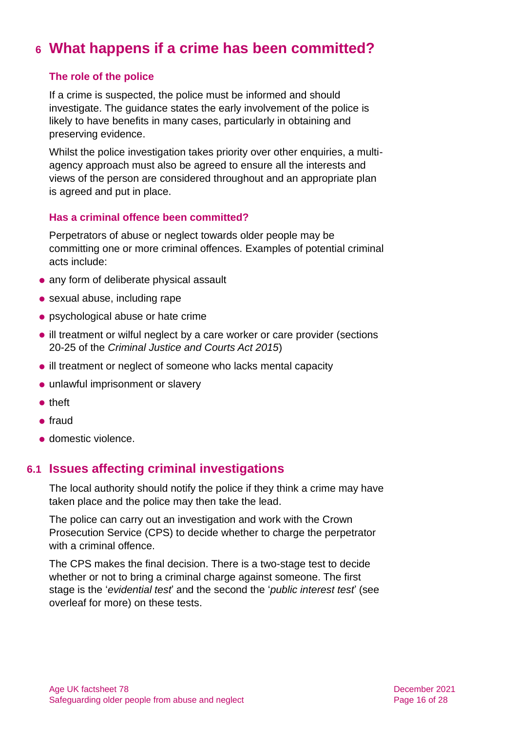# 6 What happens if a crime has been committed?

### The role of the police

If a crime is suspected, the police must be informed and should investigate. The guidance states the early involvement of the police is likely to have benefits in many cases, particularly in obtaining and preserving evidence.

Whilst the police investigation takes priority over other enquiries, a multi-agency approach must also be agreed to ensure all the interests and views of the person are considered throughout and an appropriate plan is agreed and put in place.

### Has a criminal offence been committed?

Perpetrators of abuse or neglect towards older people may be committing one or more criminal offences. Examples of potential criminal acts include:

- any form of deliberate physical assault
- sexual abuse, including rape
- psychological abuse or hate crime
- ill treatment or wilful neglect by a care worker or care provider (sections 20-25 of the *Criminal Justice and Courts Act 2015*)
- ill treatment or neglect of someone who lacks mental capacity
- unlawful imprisonment or slavery
- theft
- fraud
- domestic violence.

## 6.1 Issues affecting criminal investigations

The local authority should notify the police if they think a crime may have taken place and the police may then take the lead.

The police can carry out an investigation and work with the Crown Prosecution Service (CPS) to decide whether to charge the perpetrator with a criminal offence.

The CPS makes the final decision. There is a two-stage test to decide whether or not to bring a criminal charge against someone. The first stage is the '*evidential test*' and the second the '*public interest test*' (see overleaf for more) on these tests.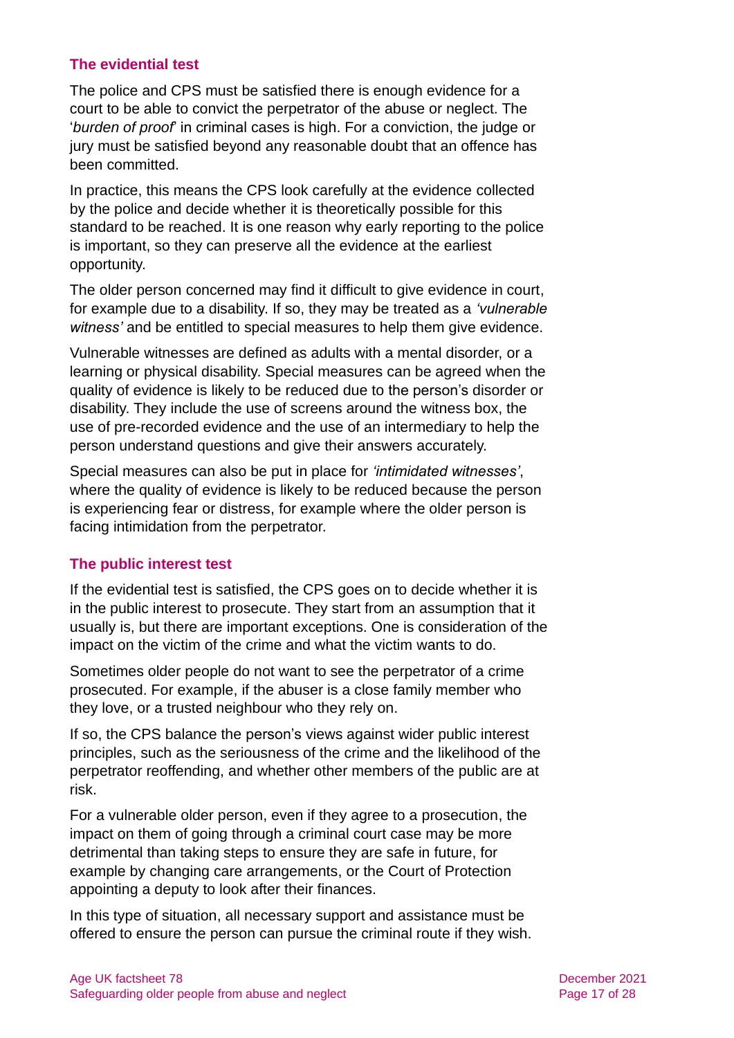### The evidential test

The police and CPS must be satisfied there is enough evidence for a court to be able to convict the perpetrator of the abuse or neglect. The '*burden of proof*' in criminal cases is high. For a conviction, the judge or jury must be satisfied beyond any reasonable doubt that an offence has been committed.

In practice, this means the CPS look carefully at the evidence collected by the police and decide whether it is theoretically possible for this standard to be reached. It is one reason why early reporting to the police is important, so they can preserve all the evidence at the earliest opportunity.

The older person concerned may find it difficult to give evidence in court, for example due to a disability. If so, they may be treated as a *'vulnerable witness'* and be entitled to special measures to help them give evidence.

Vulnerable witnesses are defined as adults with a mental disorder, or a learning or physical disability. Special measures can be agreed when the quality of evidence is likely to be reduced due to the person's disorder or disability. They include the use of screens around the witness box, the use of pre-recorded evidence and the use of an intermediary to help the person understand questions and give their answers accurately.

Special measures can also be put in place for *'intimidated witnesses'*, where the quality of evidence is likely to be reduced because the person is experiencing fear or distress, for example where the older person is facing intimidation from the perpetrator.

### The public interest test

If the evidential test is satisfied, the CPS goes on to decide whether it is in the public interest to prosecute. They start from an assumption that it usually is, but there are important exceptions. One is consideration of the impact on the victim of the crime and what the victim wants to do.

Sometimes older people do not want to see the perpetrator of a crime prosecuted. For example, if the abuser is a close family member who they love, or a trusted neighbour who they rely on.

If so, the CPS balance the person's views against wider public interest principles, such as the seriousness of the crime and the likelihood of the perpetrator reoffending, and whether other members of the public are at risk.

For a vulnerable older person, even if they agree to a prosecution, the impact on them of going through a criminal court case may be more detrimental than taking steps to ensure they are safe in future, for example by changing care arrangements, or the Court of Protection appointing a deputy to look after their finances.

In this type of situation, all necessary support and assistance must be offered to ensure the person can pursue the criminal route if they wish.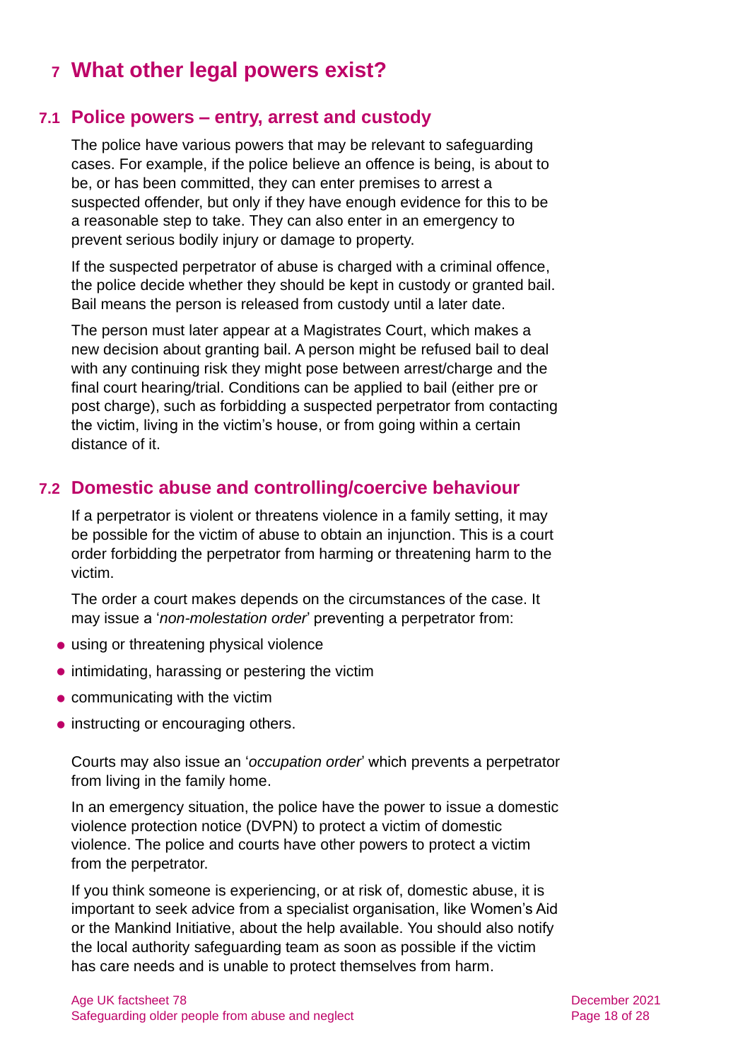# 7 What other legal powers exist?

## 7.1 Police powers – entry, arrest and custody

The police have various powers that may be relevant to safeguarding cases. For example, if the police believe an offence is being, is about to be, or has been committed, they can enter premises to arrest a suspected offender, but only if they have enough evidence for this to be a reasonable step to take. They can also enter in an emergency to prevent serious bodily injury or damage to property.

If the suspected perpetrator of abuse is charged with a criminal offence, the police decide whether they should be kept in custody or granted bail. Bail means the person is released from custody until a later date.

The person must later appear at a Magistrates Court, which makes a new decision about granting bail. A person might be refused bail to deal with any continuing risk they might pose between arrest/charge and the final court hearing/trial. Conditions can be applied to bail (either pre or post charge), such as forbidding a suspected perpetrator from contacting the victim, living in the victim's house, or from going within a certain distance of it.

## 7.2 Domestic abuse and controlling/coercive behaviour

If a perpetrator is violent or threatens violence in a family setting, it may be possible for the victim of abuse to obtain an injunction. This is a court order forbidding the perpetrator from harming or threatening harm to the victim.

The order a court makes depends on the circumstances of the case. It may issue a '*non-molestation order*' preventing a perpetrator from:

- using or threatening physical violence
- intimidating, harassing or pestering the victim
- communicating with the victim
- instructing or encouraging others.

Courts may also issue an '*occupation order*' which prevents a perpetrator from living in the family home.

In an emergency situation, the police have the power to issue a domestic violence protection notice (DVPN) to protect a victim of domestic violence. The police and courts have other powers to protect a victim from the perpetrator.

If you think someone is experiencing, or at risk of, domestic abuse, it is important to seek advice from a specialist organisation, like Women's Aid or the Mankind Initiative, about the help available. You should also notify the local authority safeguarding team as soon as possible if the victim has care needs and is unable to protect themselves from harm.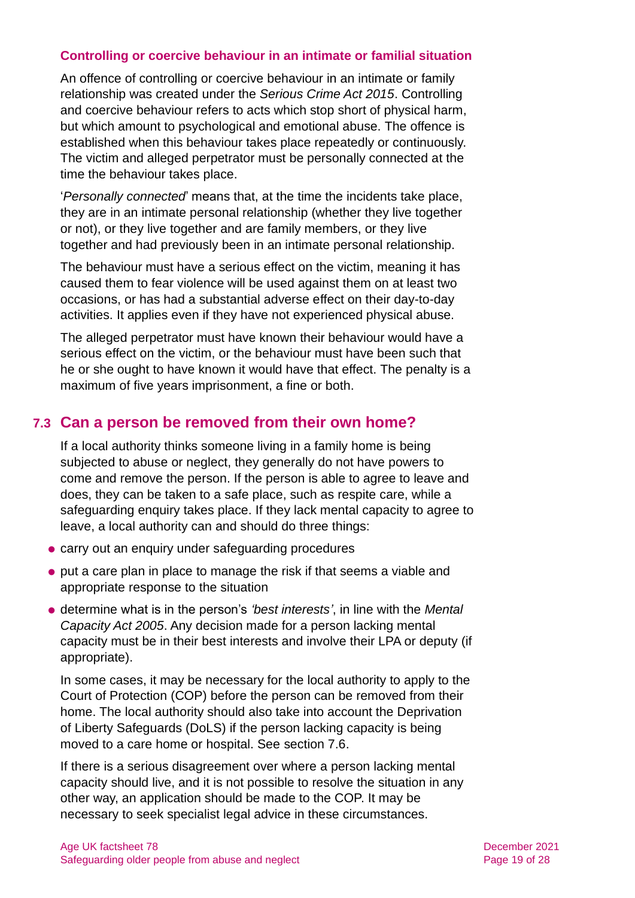### Controlling or coercive behaviour in an intimate or familial situation

An offence of controlling or coercive behaviour in an intimate or family relationship was created under the *Serious Crime Act 2015*. Controlling and coercive behaviour refers to acts which stop short of physical harm, but which amount to psychological and emotional abuse. The offence is established when this behaviour takes place repeatedly or continuously. The victim and alleged perpetrator must be personally connected at the time the behaviour takes place.

'*Personally connected*' means that, at the time the incidents take place, they are in an intimate personal relationship (whether they live together or not), or they live together and are family members, or they live together and had previously been in an intimate personal relationship.

The behaviour must have a serious effect on the victim, meaning it has caused them to fear violence will be used against them on at least two occasions, or has had a substantial adverse effect on their day-to-day activities. It applies even if they have not experienced physical abuse.

The alleged perpetrator must have known their behaviour would have a serious effect on the victim, or the behaviour must have been such that he or she ought to have known it would have that effect. The penalty is a maximum of five years imprisonment, a fine or both.

## 7.3 Can a person be removed from their own home?

If a local authority thinks someone living in a family home is being subjected to abuse or neglect, they generally do not have powers to come and remove the person. If the person is able to agree to leave and does, they can be taken to a safe place, such as respite care, while a safeguarding enquiry takes place. If they lack mental capacity to agree to leave, a local authority can and should do three things:

- carry out an enquiry under safeguarding procedures
- put a care plan in place to manage the risk if that seems a viable and appropriate response to the situation
- determine what is in the person's *'best interests'*, in line with the *Mental Capacity Act 2005*. Any decision made for a person lacking mental capacity must be in their best interests and involve their LPA or deputy (if appropriate).

In some cases, it may be necessary for the local authority to apply to the Court of Protection (COP) before the person can be removed from their home. The local authority should also take into account the Deprivation of Liberty Safeguards (DoLS) if the person lacking capacity is being moved to a care home or hospital. See section 7.6.

If there is a serious disagreement over where a person lacking mental capacity should live, and it is not possible to resolve the situation in any other way, an application should be made to the COP. It may be necessary to seek specialist legal advice in these circumstances.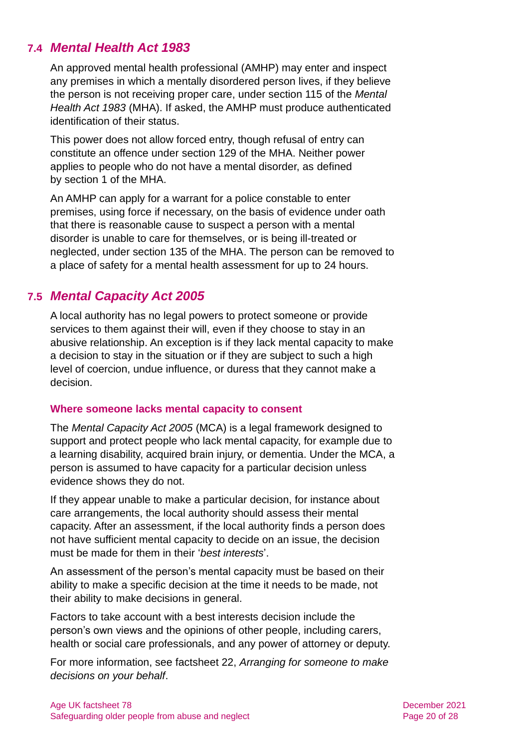## 7.4 *Mental Health Act 1983*

An approved mental health professional (AMHP) may enter and inspect any premises in which a mentally disordered person lives, if they believe the person is not receiving proper care, under section 115 of the *Mental Health Act 1983* (MHA). If asked, the AMHP must produce authenticated identification of their status.

This power does not allow forced entry, though refusal of entry can constitute an offence under section 129 of the MHA. Neither power applies to people who do not have a mental disorder, as defined by section 1 of the MHA.

An AMHP can apply for a warrant for a police constable to enter premises, using force if necessary, on the basis of evidence under oath that there is reasonable cause to suspect a person with a mental disorder is unable to care for themselves, or is being ill-treated or neglected, under section 135 of the MHA. The person can be removed to a place of safety for a mental health assessment for up to 24 hours.

## 7.5 *Mental Capacity Act 2005*

A local authority has no legal powers to protect someone or provide services to them against their will, even if they choose to stay in an abusive relationship. An exception is if they lack mental capacity to make a decision to stay in the situation or if they are subject to such a high level of coercion, undue influence, or duress that they cannot make a decision.

### Where someone lacks mental capacity to consent

The *Mental Capacity Act 2005* (MCA) is a legal framework designed to support and protect people who lack mental capacity, for example due to a learning disability, acquired brain injury, or dementia. Under the MCA, a person is assumed to have capacity for a particular decision unless evidence shows they do not.

If they appear unable to make a particular decision, for instance about care arrangements, the local authority should assess their mental capacity. After an assessment, if the local authority finds a person does not have sufficient mental capacity to decide on an issue, the decision must be made for them in their '*best interests*'.

An assessment of the person's mental capacity must be based on their ability to make a specific decision at the time it needs to be made, not their ability to make decisions in general.

Factors to take account with a best interests decision include the person's own views and the opinions of other people, including carers, health or social care professionals, and any power of attorney or deputy.

For more information, see factsheet 22, *Arranging for someone to make decisions on your behalf*.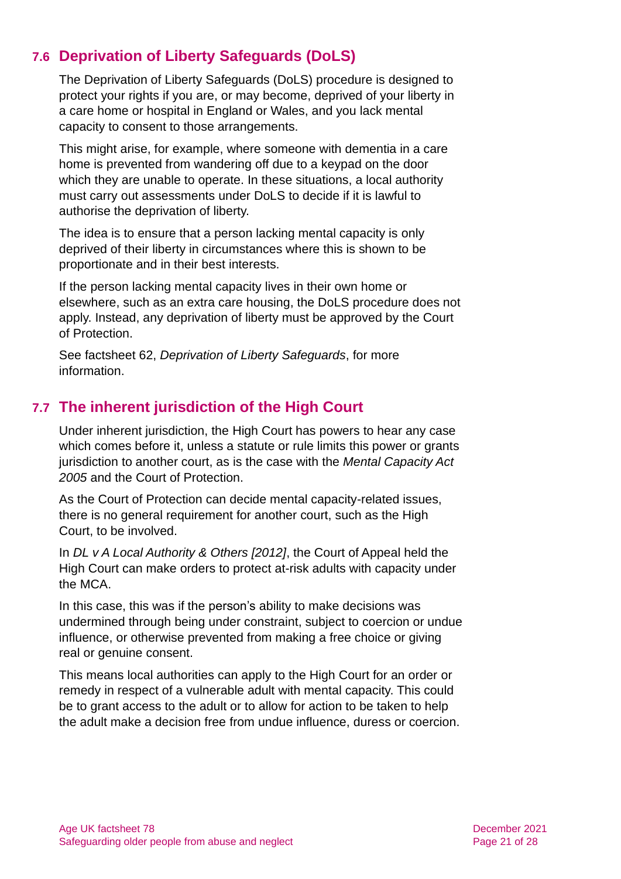## 7.6 Deprivation of Liberty Safeguards (DoLS)

The Deprivation of Liberty Safeguards (DoLS) procedure is designed to protect your rights if you are, or may become, deprived of your liberty in a care home or hospital in England or Wales, and you lack mental capacity to consent to those arrangements.

This might arise, for example, where someone with dementia in a care home is prevented from wandering off due to a keypad on the door which they are unable to operate. In these situations, a local authority must carry out assessments under DoLS to decide if it is lawful to authorise the deprivation of liberty.

The idea is to ensure that a person lacking mental capacity is only deprived of their liberty in circumstances where this is shown to be proportionate and in their best interests.

If the person lacking mental capacity lives in their own home or elsewhere, such as an extra care housing, the DoLS procedure does not apply. Instead, any deprivation of liberty must be approved by the Court of Protection.

See factsheet 62, *Deprivation of Liberty Safeguards*, for more information.

## 7.7 The inherent jurisdiction of the High Court

Under inherent jurisdiction, the High Court has powers to hear any case which comes before it, unless a statute or rule limits this power or grants jurisdiction to another court, as is the case with the *Mental Capacity Act 2005* and the Court of Protection.

As the Court of Protection can decide mental capacity-related issues, there is no general requirement for another court, such as the High Court, to be involved.

In *DL v A Local Authority & Others [2012]*, the Court of Appeal held the High Court can make orders to protect at-risk adults with capacity under the MCA.

In this case, this was if the person's ability to make decisions was undermined through being under constraint, subject to coercion or undue influence, or otherwise prevented from making a free choice or giving real or genuine consent.

This means local authorities can apply to the High Court for an order or remedy in respect of a vulnerable adult with mental capacity. This could be to grant access to the adult or to allow for action to be taken to help the adult make a decision free from undue influence, duress or coercion.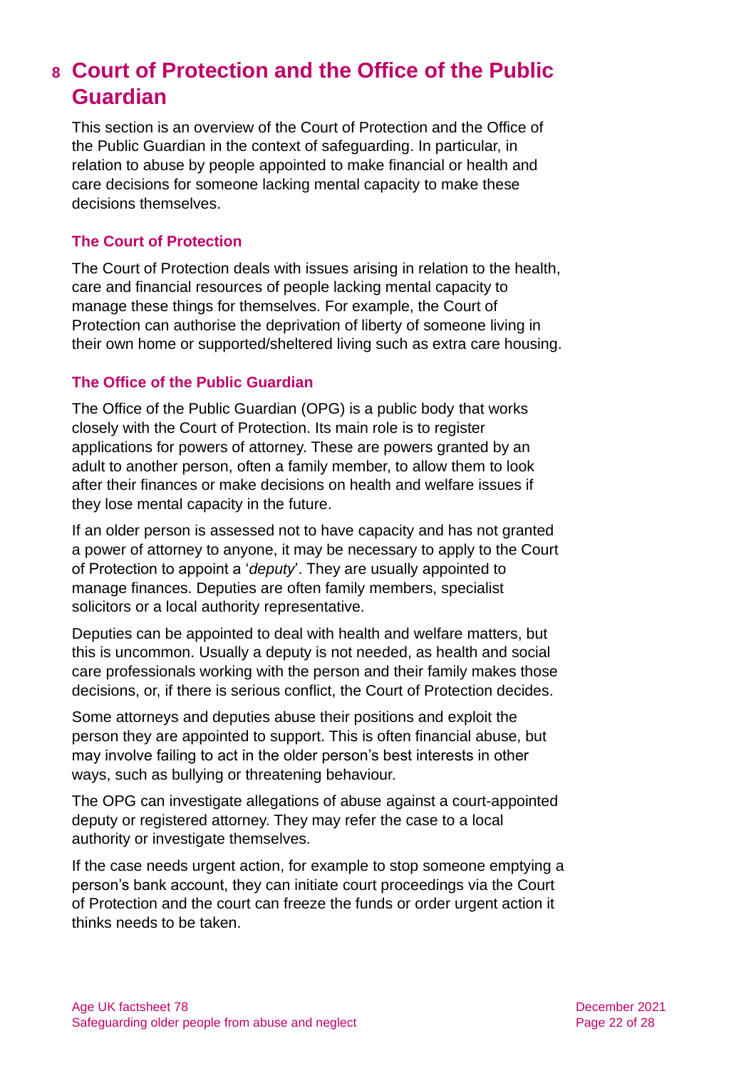# 8 Court of Protection and the Office of the Public Guardian

This section is an overview of the Court of Protection and the Office of the Public Guardian in the context of safeguarding. In particular, in relation to abuse by people appointed to make financial or health and care decisions for someone lacking mental capacity to make these decisions themselves.

### The Court of Protection

The Court of Protection deals with issues arising in relation to the health, care and financial resources of people lacking mental capacity to manage these things for themselves. For example, the Court of Protection can authorise the deprivation of liberty of someone living in their own home or supported/sheltered living such as extra care housing.

### The Office of the Public Guardian

The Office of the Public Guardian (OPG) is a public body that works closely with the Court of Protection. Its main role is to register applications for powers of attorney. These are powers granted by an adult to another person, often a family member, to allow them to look after their finances or make decisions on health and welfare issues if they lose mental capacity in the future.

If an older person is assessed not to have capacity and has not granted a power of attorney to anyone, it may be necessary to apply to the Court of Protection to appoint a '*deputy*'. They are usually appointed to manage finances. Deputies are often family members, specialist solicitors or a local authority representative.

Deputies can be appointed to deal with health and welfare matters, but this is uncommon. Usually a deputy is not needed, as health and social care professionals working with the person and their family makes those decisions, or, if there is serious conflict, the Court of Protection decides.

Some attorneys and deputies abuse their positions and exploit the person they are appointed to support. This is often financial abuse, but may involve failing to act in the older person's best interests in other ways, such as bullying or threatening behaviour.

The OPG can investigate allegations of abuse against a court-appointed deputy or registered attorney. They may refer the case to a local authority or investigate themselves.

If the case needs urgent action, for example to stop someone emptying a person's bank account, they can initiate court proceedings via the Court of Protection and the court can freeze the funds or order urgent action it thinks needs to be taken.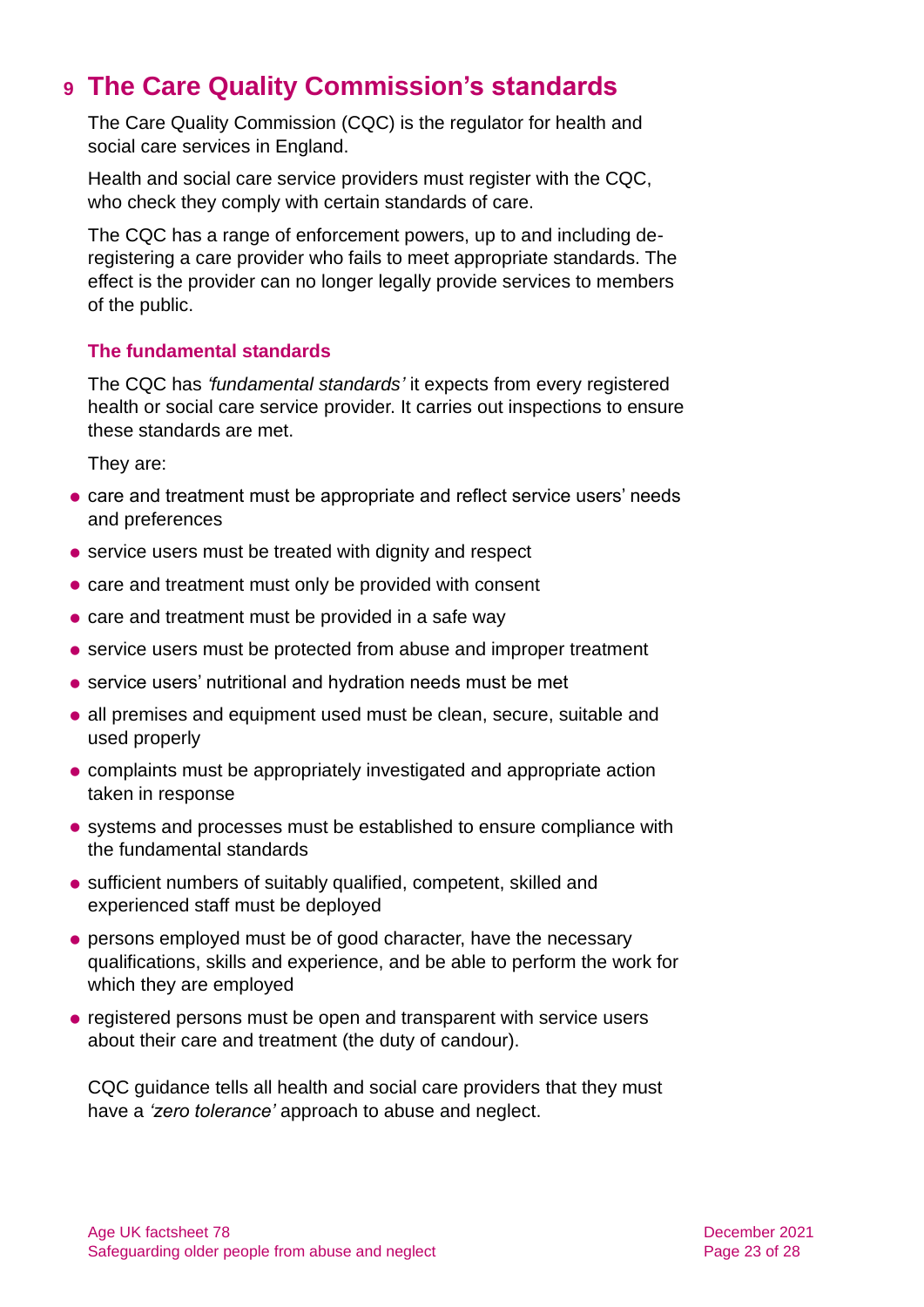# 9 The Care Quality Commission's standards

The Care Quality Commission (CQC) is the regulator for health and social care services in England.

Health and social care service providers must register with the CQC, who check they comply with certain standards of care.

The CQC has a range of enforcement powers, up to and including de-registering a care provider who fails to meet appropriate standards. The effect is the provider can no longer legally provide services to members of the public.

## The fundamental standards

The CQC has *'fundamental standards'* it expects from every registered health or social care service provider. It carries out inspections to ensure these standards are met.

They are:

- care and treatment must be appropriate and reflect service users' needs and preferences
- service users must be treated with dignity and respect
- care and treatment must only be provided with consent
- care and treatment must be provided in a safe way
- service users must be protected from abuse and improper treatment
- service users' nutritional and hydration needs must be met
- all premises and equipment used must be clean, secure, suitable and used properly
- complaints must be appropriately investigated and appropriate action taken in response
- systems and processes must be established to ensure compliance with the fundamental standards
- sufficient numbers of suitably qualified, competent, skilled and experienced staff must be deployed
- persons employed must be of good character, have the necessary qualifications, skills and experience, and be able to perform the work for which they are employed
- registered persons must be open and transparent with service users about their care and treatment (the duty of candour).

CQC guidance tells all health and social care providers that they must have a *'zero tolerance'* approach to abuse and neglect.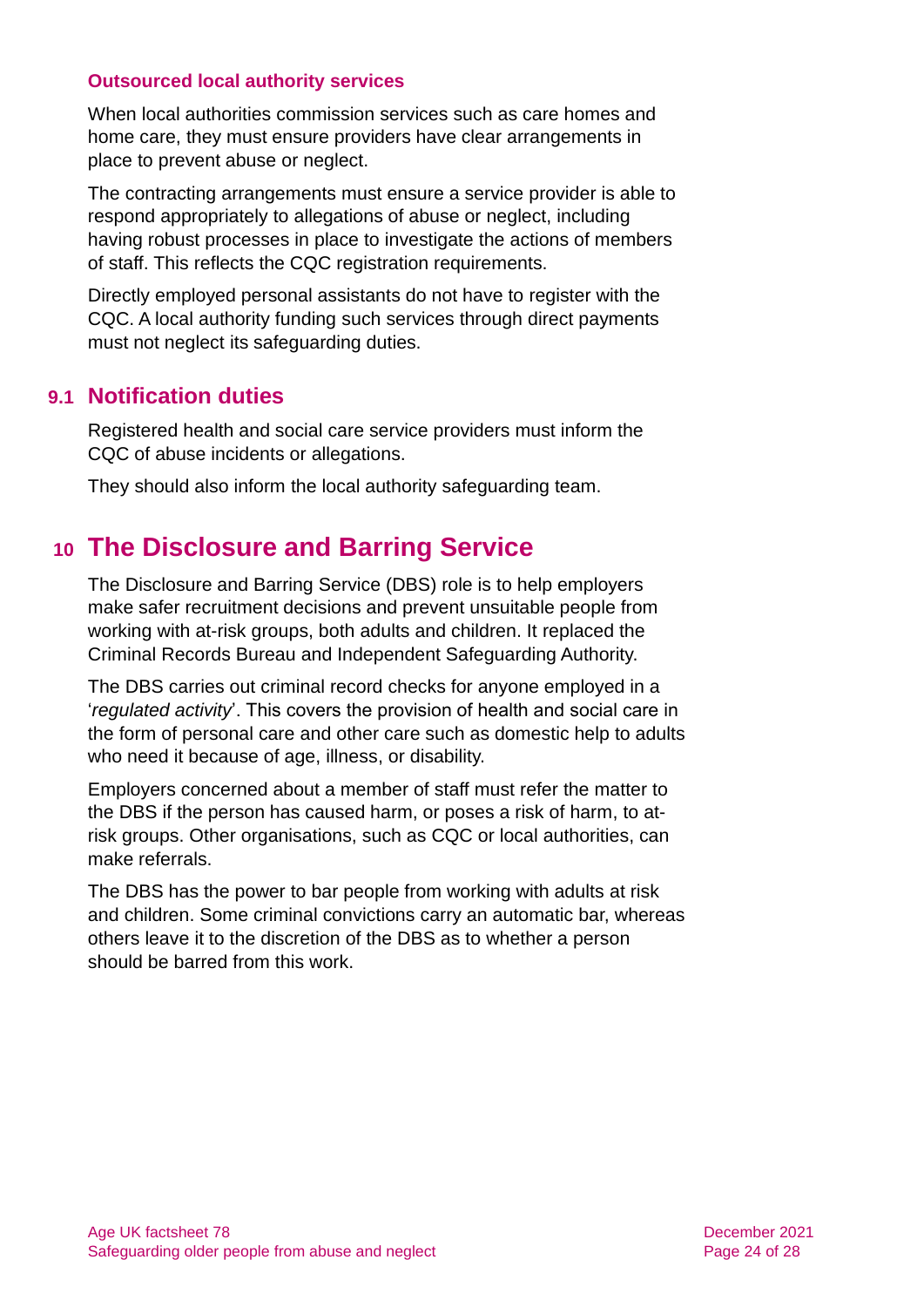### Outsourced local authority services

When local authorities commission services such as care homes and home care, they must ensure providers have clear arrangements in place to prevent abuse or neglect.

The contracting arrangements must ensure a service provider is able to respond appropriately to allegations of abuse or neglect, including having robust processes in place to investigate the actions of members of staff. This reflects the CQC registration requirements.

Directly employed personal assistants do not have to register with the CQC. A local authority funding such services through direct payments must not neglect its safeguarding duties.

## 9.1 Notification duties

Registered health and social care service providers must inform the CQC of abuse incidents or allegations.

They should also inform the local authority safeguarding team.

# 10 The Disclosure and Barring Service

The Disclosure and Barring Service (DBS) role is to help employers make safer recruitment decisions and prevent unsuitable people from working with at-risk groups, both adults and children. It replaced the Criminal Records Bureau and Independent Safeguarding Authority.

The DBS carries out criminal record checks for anyone employed in a '*regulated activity*'. This covers the provision of health and social care in the form of personal care and other care such as domestic help to adults who need it because of age, illness, or disability.

Employers concerned about a member of staff must refer the matter to the DBS if the person has caused harm, or poses a risk of harm, to at-risk groups. Other organisations, such as CQC or local authorities, can make referrals.

The DBS has the power to bar people from working with adults at risk and children. Some criminal convictions carry an automatic bar, whereas others leave it to the discretion of the DBS as to whether a person should be barred from this work.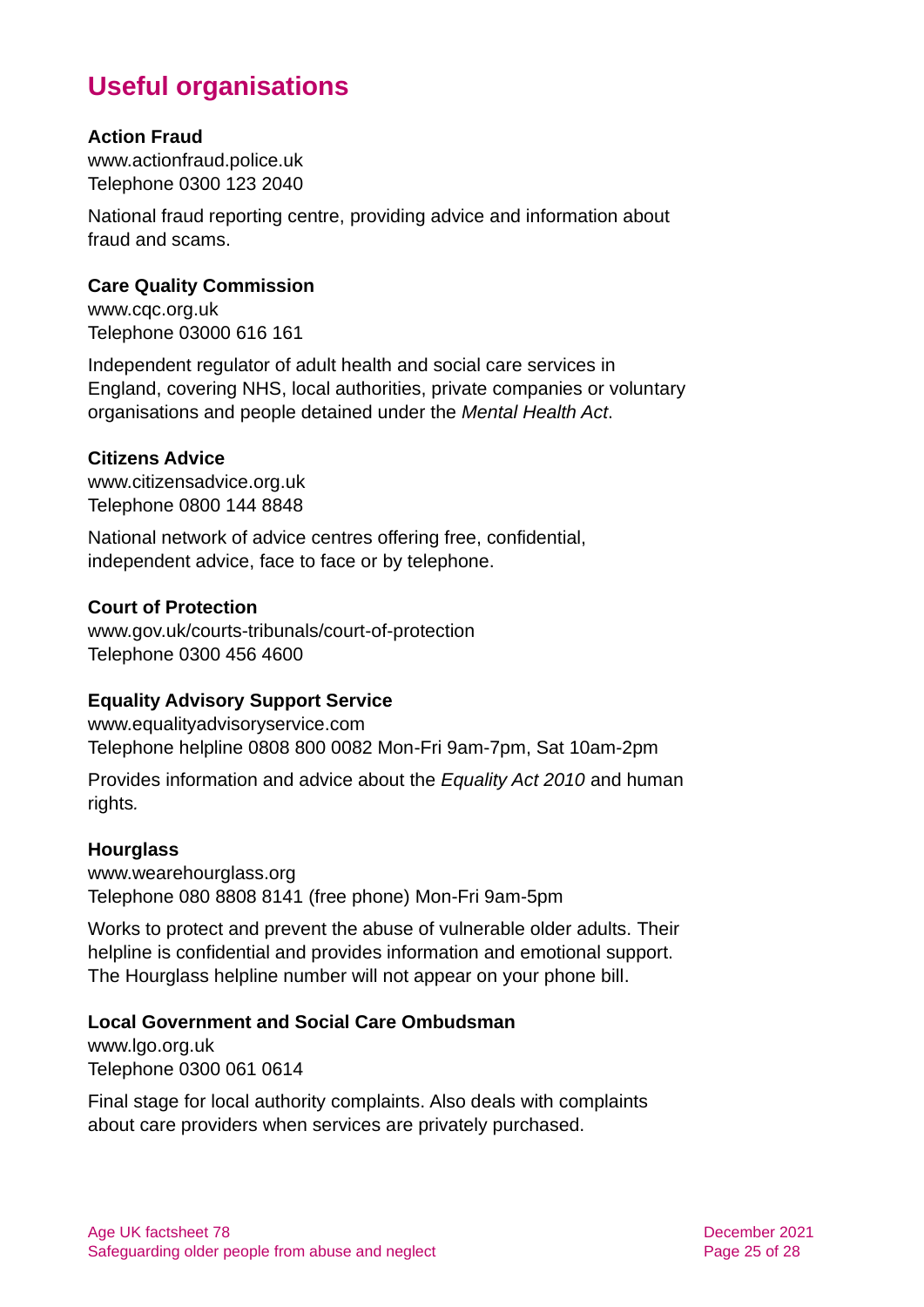# Useful organisations

**Action Fraud**
www.actionfraud.police.uk
Telephone 0300 123 2040

National fraud reporting centre, providing advice and information about fraud and scams.

**Care Quality Commission**
www.cqc.org.uk
Telephone 03000 616 161

Independent regulator of adult health and social care services in England, covering NHS, local authorities, private companies or voluntary organisations and people detained under the *Mental Health Act*.

**Citizens Advice**
www.citizensadvice.org.uk
Telephone 0800 144 8848

National network of advice centres offering free, confidential, independent advice, face to face or by telephone.

**Court of Protection**
www.gov.uk/courts-tribunals/court-of-protection
Telephone 0300 456 4600

**Equality Advisory Support Service**
www.equalityadvisoryservice.com
Telephone helpline 0808 800 0082 Mon-Fri 9am-7pm, Sat 10am-2pm

Provides information and advice about the *Equality Act 2010* and human rights.

**Hourglass**
www.wearehourglass.org
Telephone 080 8808 8141 (free phone) Mon-Fri 9am-5pm

Works to protect and prevent the abuse of vulnerable older adults. Their helpline is confidential and provides information and emotional support. The Hourglass helpline number will not appear on your phone bill.

**Local Government and Social Care Ombudsman**
www.lgo.org.uk
Telephone 0300 061 0614

Final stage for local authority complaints. Also deals with complaints about care providers when services are privately purchased.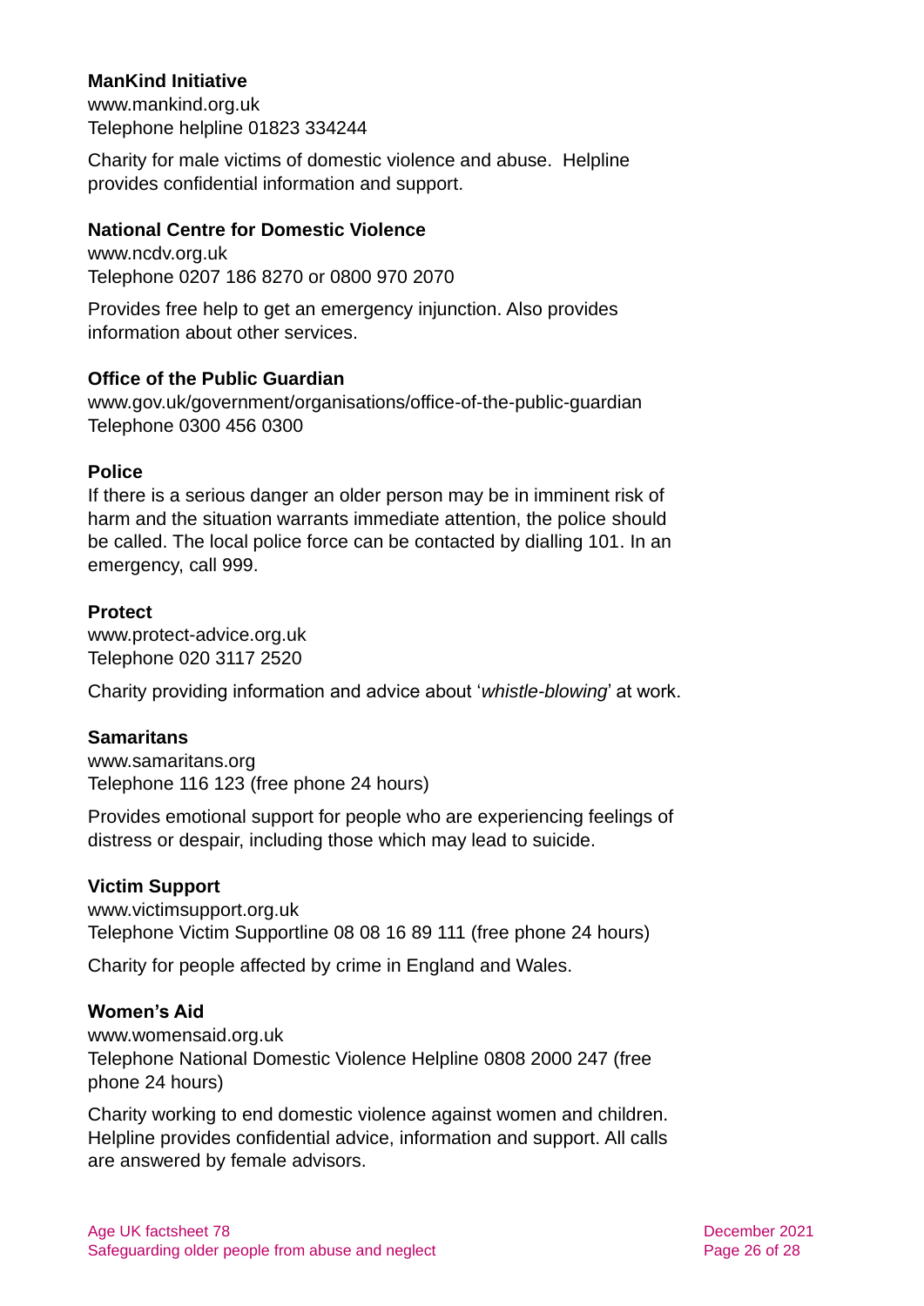**ManKind Initiative**
www.mankind.org.uk
Telephone helpline 01823 334244

Charity for male victims of domestic violence and abuse. Helpline provides confidential information and support.

**National Centre for Domestic Violence**
www.ncdv.org.uk
Telephone 0207 186 8270 or 0800 970 2070

Provides free help to get an emergency injunction. Also provides information about other services.

**Office of the Public Guardian**
www.gov.uk/government/organisations/office-of-the-public-guardian
Telephone 0300 456 0300

**Police**
If there is a serious danger an older person may be in imminent risk of harm and the situation warrants immediate attention, the police should be called. The local police force can be contacted by dialling 101. In an emergency, call 999.

**Protect**
www.protect-advice.org.uk
Telephone 020 3117 2520

Charity providing information and advice about '*whistle-blowing*' at work.

**Samaritans**
www.samaritans.org
Telephone 116 123 (free phone 24 hours)

Provides emotional support for people who are experiencing feelings of distress or despair, including those which may lead to suicide.

**Victim Support**
www.victimsupport.org.uk
Telephone Victim Supportline 08 08 16 89 111 (free phone 24 hours)

Charity for people affected by crime in England and Wales.

**Women's Aid**
www.womensaid.org.uk
Telephone National Domestic Violence Helpline 0808 2000 247 (free phone 24 hours)

Charity working to end domestic violence against women and children. Helpline provides confidential advice, information and support. All calls are answered by female advisors.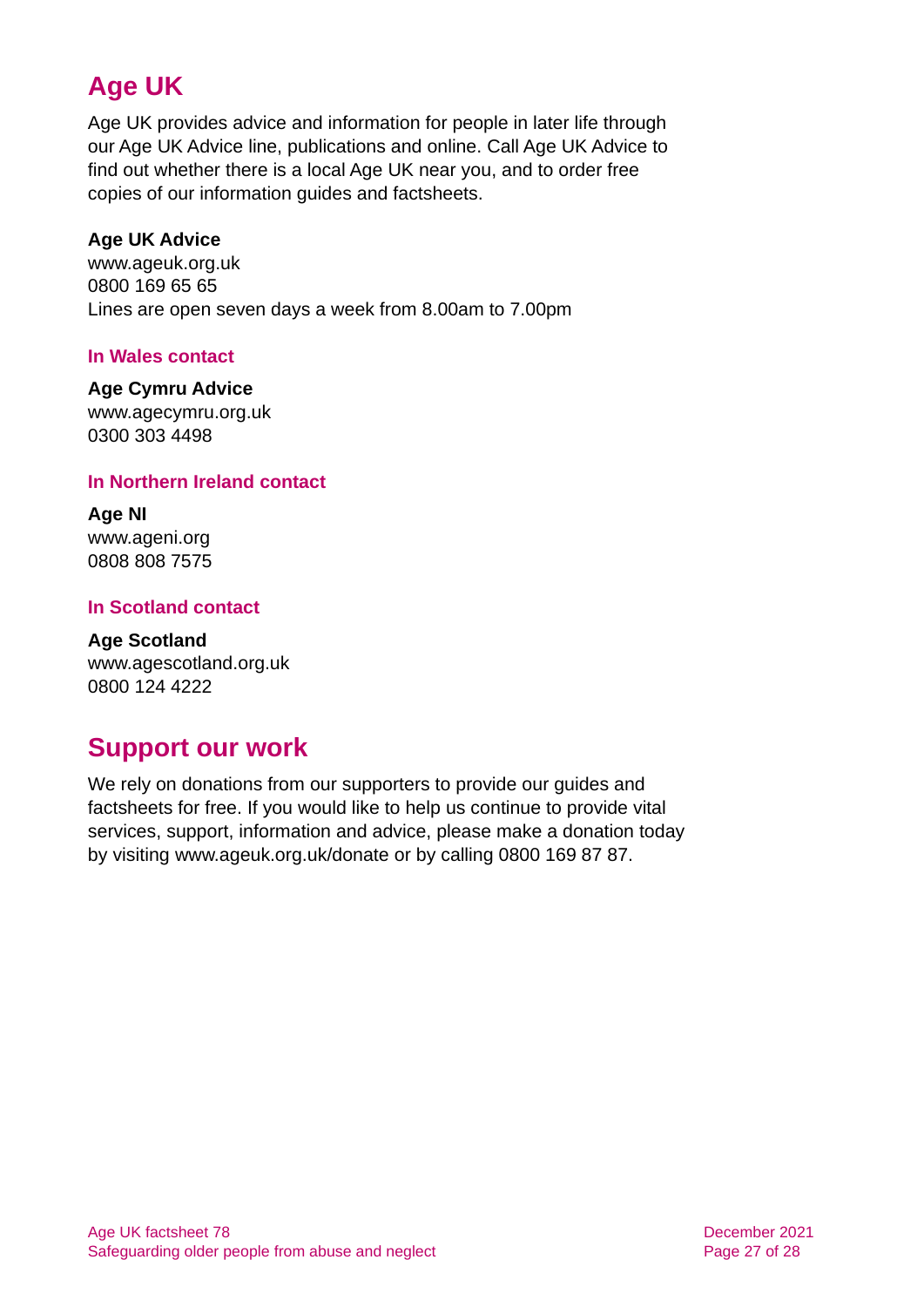## Age UK

Age UK provides advice and information for people in later life through our Age UK Advice line, publications and online. Call Age UK Advice to find out whether there is a local Age UK near you, and to order free copies of our information guides and factsheets.

**Age UK Advice**
www.ageuk.org.uk
0800 169 65 65
Lines are open seven days a week from 8.00am to 7.00pm

#### In Wales contact

**Age Cymru Advice**
www.agecymru.org.uk
0300 303 4498

#### In Northern Ireland contact

**Age NI**
www.ageni.org
0808 808 7575

#### In Scotland contact

**Age Scotland**
www.agescotland.org.uk
0800 124 4222

## Support our work

We rely on donations from our supporters to provide our guides and factsheets for free. If you would like to help us continue to provide vital services, support, information and advice, please make a donation today by visiting www.ageuk.org.uk/donate or by calling 0800 169 87 87.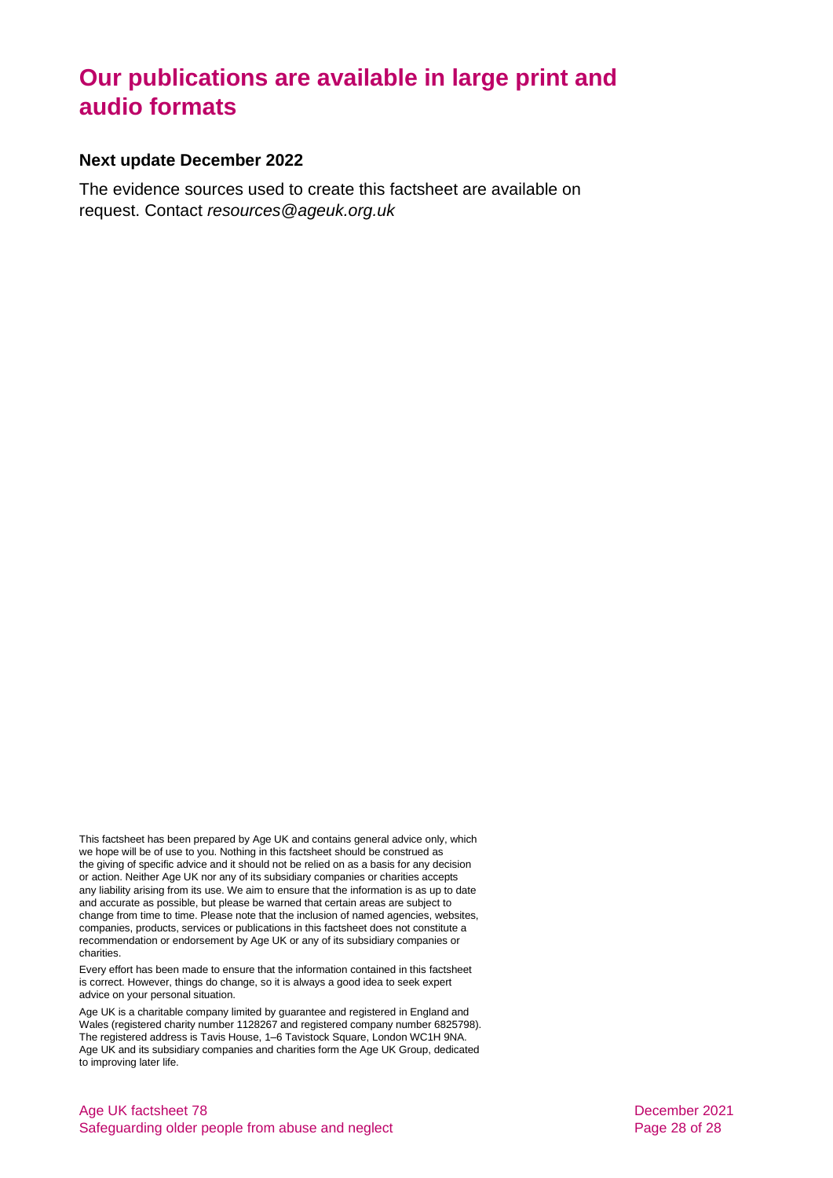# Our publications are available in large print and audio formats

**Next update December 2022**

The evidence sources used to create this factsheet are available on request. Contact *resources@ageuk.org.uk*

This factsheet has been prepared by Age UK and contains general advice only, which we hope will be of use to you. Nothing in this factsheet should be construed as the giving of specific advice and it should not be relied on as a basis for any decision or action. Neither Age UK nor any of its subsidiary companies or charities accepts any liability arising from its use. We aim to ensure that the information is as up to date and accurate as possible, but please be warned that certain areas are subject to change from time to time. Please note that the inclusion of named agencies, websites, companies, products, services or publications in this factsheet does not constitute a recommendation or endorsement by Age UK or any of its subsidiary companies or charities.

Every effort has been made to ensure that the information contained in this factsheet is correct. However, things do change, so it is always a good idea to seek expert advice on your personal situation.

Age UK is a charitable company limited by guarantee and registered in England and Wales (registered charity number 1128267 and registered company number 6825798). The registered address is Tavis House, 1–6 Tavistock Square, London WC1H 9NA. Age UK and its subsidiary companies and charities form the Age UK Group, dedicated to improving later life.